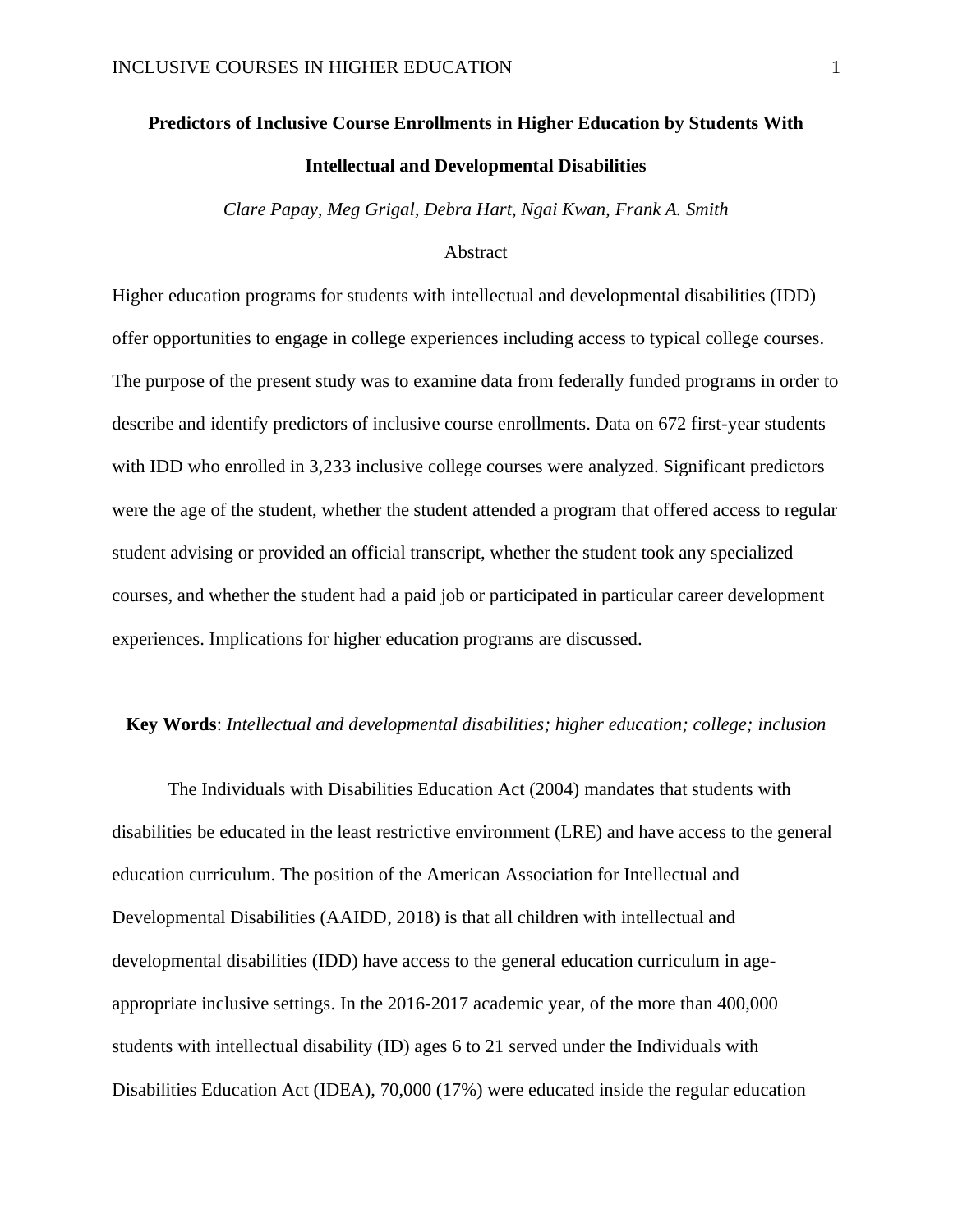# Predictors of Inclusive Course Enrollments in Higher Education by Students With Intellectual and Developmental Disabilities

*Clare Papay, Meg Grigal, Debra Hart, Ngai Kwan, Frank A. Smith*

## Abstract

Higher education programs for students with intellectual and developmental disabilities (IDD) offer opportunities to engage in college experiences including access to typical college courses. The purpose of the present study was to examine data from federally funded programs in order to describe and identify predictors of inclusive course enrollments. Data on 672 first-year students with IDD who enrolled in 3,233 inclusive college courses were analyzed. Significant predictors were the age of the student, whether the student attended a program that offered access to regular student advising or provided an official transcript, whether the student took any specialized courses, and whether the student had a paid job or participated in particular career development experiences. Implications for higher education programs are discussed.

**Key Words**: *Intellectual and developmental disabilities; higher education; college; inclusion*

The Individuals with Disabilities Education Act (2004) mandates that students with disabilities be educated in the least restrictive environment (LRE) and have access to the general education curriculum. The position of the American Association for Intellectual and Developmental Disabilities (AAIDD, 2018) is that all children with intellectual and developmental disabilities (IDD) have access to the general education curriculum in age-appropriate inclusive settings. In the 2016-2017 academic year, of the more than 400,000 students with intellectual disability (ID) ages 6 to 21 served under the Individuals with Disabilities Education Act (IDEA), 70,000 (17%) were educated inside the regular education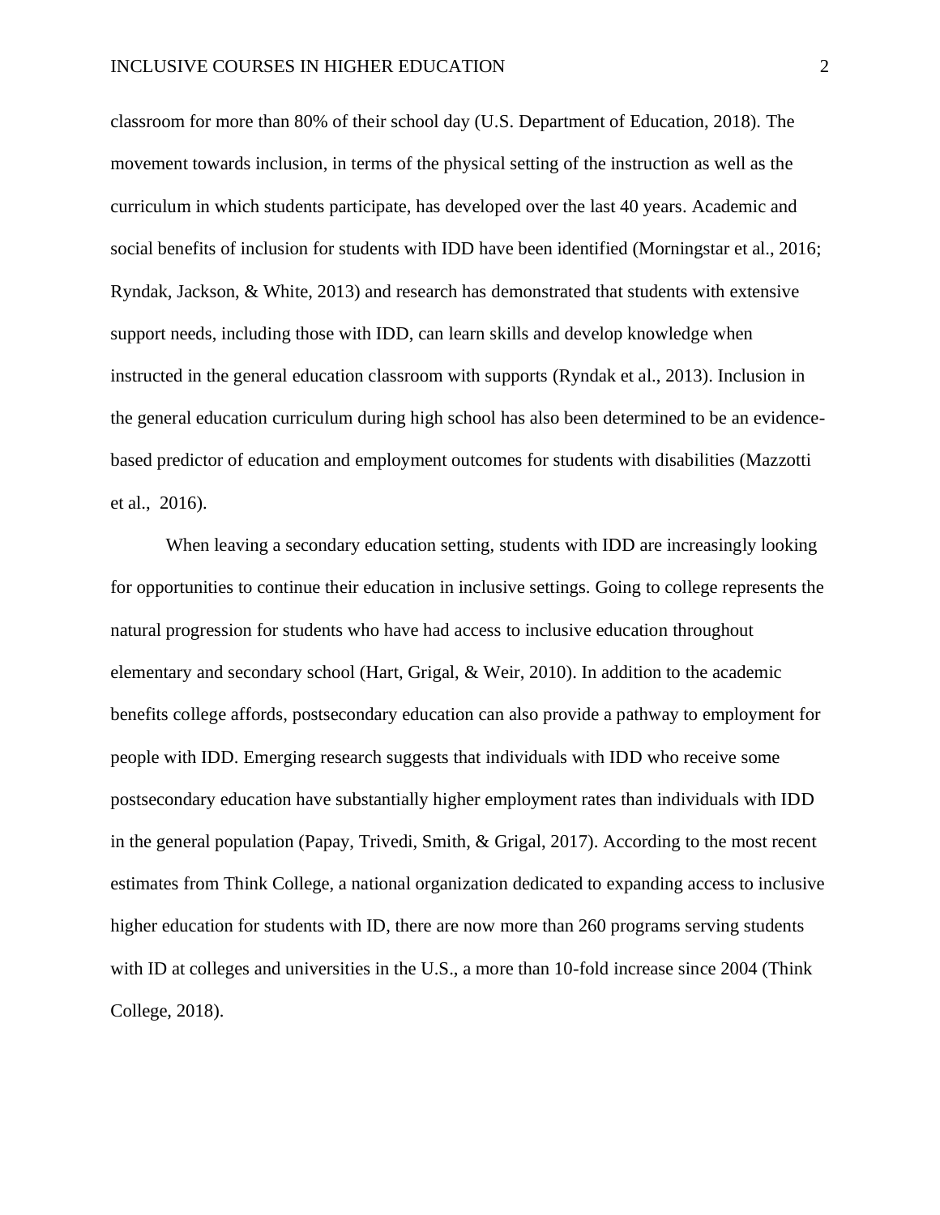classroom for more than 80% of their school day (U.S. Department of Education, 2018). The movement towards inclusion, in terms of the physical setting of the instruction as well as the curriculum in which students participate, has developed over the last 40 years. Academic and social benefits of inclusion for students with IDD have been identified (Morningstar et al., 2016; Ryndak, Jackson, & White, 2013) and research has demonstrated that students with extensive support needs, including those with IDD, can learn skills and develop knowledge when instructed in the general education classroom with supports (Ryndak et al., 2013). Inclusion in the general education curriculum during high school has also been determined to be an evidence-based predictor of education and employment outcomes for students with disabilities (Mazzotti et al., 2016).

When leaving a secondary education setting, students with IDD are increasingly looking for opportunities to continue their education in inclusive settings. Going to college represents the natural progression for students who have had access to inclusive education throughout elementary and secondary school (Hart, Grigal, & Weir, 2010). In addition to the academic benefits college affords, postsecondary education can also provide a pathway to employment for people with IDD. Emerging research suggests that individuals with IDD who receive some postsecondary education have substantially higher employment rates than individuals with IDD in the general population (Papay, Trivedi, Smith, & Grigal, 2017). According to the most recent estimates from Think College, a national organization dedicated to expanding access to inclusive higher education for students with ID, there are now more than 260 programs serving students with ID at colleges and universities in the U.S., a more than 10-fold increase since 2004 (Think College, 2018).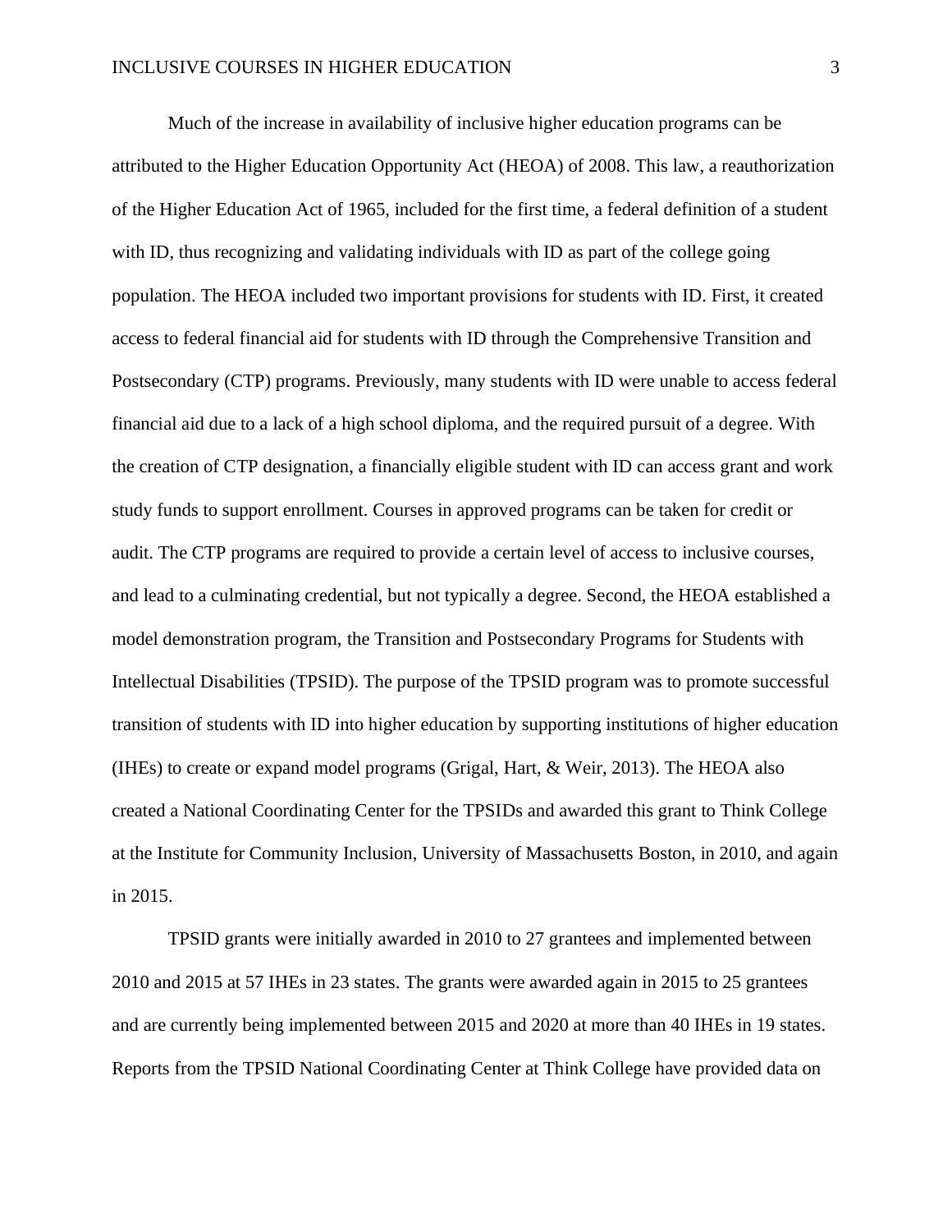Much of the increase in availability of inclusive higher education programs can be attributed to the Higher Education Opportunity Act (HEOA) of 2008. This law, a reauthorization of the Higher Education Act of 1965, included for the first time, a federal definition of a student with ID, thus recognizing and validating individuals with ID as part of the college going population. The HEOA included two important provisions for students with ID. First, it created access to federal financial aid for students with ID through the Comprehensive Transition and Postsecondary (CTP) programs. Previously, many students with ID were unable to access federal financial aid due to a lack of a high school diploma, and the required pursuit of a degree. With the creation of CTP designation, a financially eligible student with ID can access grant and work study funds to support enrollment. Courses in approved programs can be taken for credit or audit. The CTP programs are required to provide a certain level of access to inclusive courses, and lead to a culminating credential, but not typically a degree. Second, the HEOA established a model demonstration program, the Transition and Postsecondary Programs for Students with Intellectual Disabilities (TPSID). The purpose of the TPSID program was to promote successful transition of students with ID into higher education by supporting institutions of higher education (IHEs) to create or expand model programs (Grigal, Hart, & Weir, 2013). The HEOA also created a National Coordinating Center for the TPSIDs and awarded this grant to Think College at the Institute for Community Inclusion, University of Massachusetts Boston, in 2010, and again in 2015.

TPSID grants were initially awarded in 2010 to 27 grantees and implemented between 2010 and 2015 at 57 IHEs in 23 states. The grants were awarded again in 2015 to 25 grantees and are currently being implemented between 2015 and 2020 at more than 40 IHEs in 19 states. Reports from the TPSID National Coordinating Center at Think College have provided data on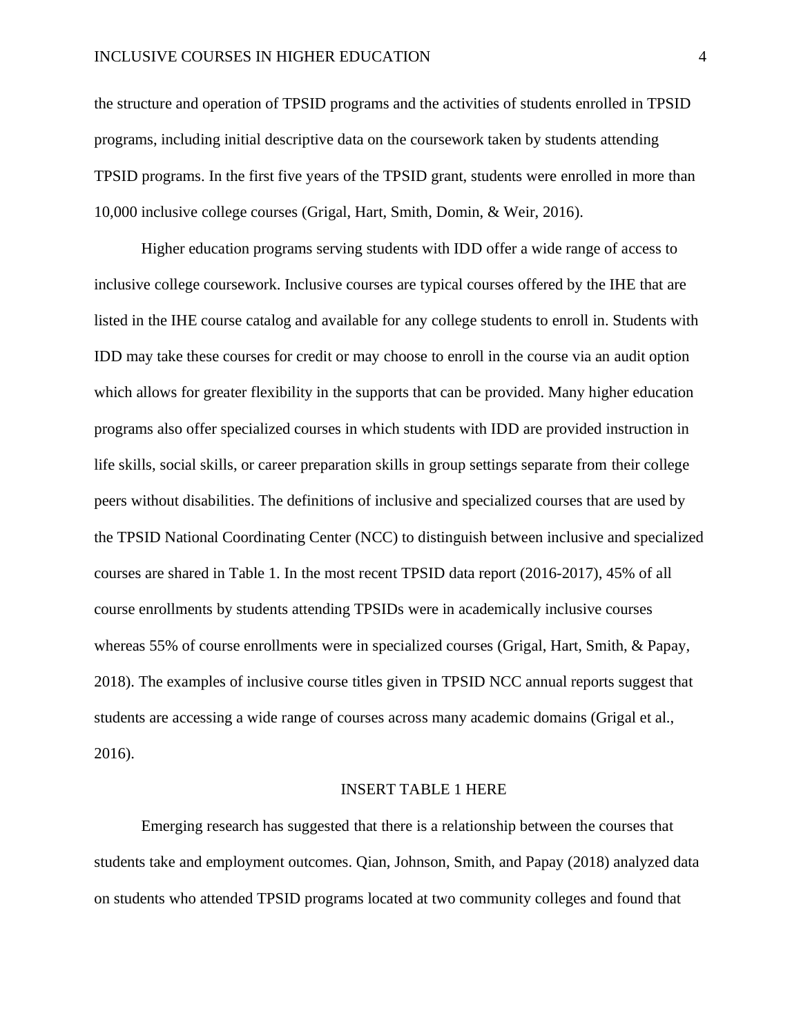the structure and operation of TPSID programs and the activities of students enrolled in TPSID programs, including initial descriptive data on the coursework taken by students attending TPSID programs. In the first five years of the TPSID grant, students were enrolled in more than 10,000 inclusive college courses (Grigal, Hart, Smith, Domin, & Weir, 2016).

Higher education programs serving students with IDD offer a wide range of access to inclusive college coursework. Inclusive courses are typical courses offered by the IHE that are listed in the IHE course catalog and available for any college students to enroll in. Students with IDD may take these courses for credit or may choose to enroll in the course via an audit option which allows for greater flexibility in the supports that can be provided. Many higher education programs also offer specialized courses in which students with IDD are provided instruction in life skills, social skills, or career preparation skills in group settings separate from their college peers without disabilities. The definitions of inclusive and specialized courses that are used by the TPSID National Coordinating Center (NCC) to distinguish between inclusive and specialized courses are shared in Table 1. In the most recent TPSID data report (2016-2017), 45% of all course enrollments by students attending TPSIDs were in academically inclusive courses whereas 55% of course enrollments were in specialized courses (Grigal, Hart, Smith, & Papay, 2018). The examples of inclusive course titles given in TPSID NCC annual reports suggest that students are accessing a wide range of courses across many academic domains (Grigal et al., 2016).

INSERT TABLE 1 HERE

Emerging research has suggested that there is a relationship between the courses that students take and employment outcomes. Qian, Johnson, Smith, and Papay (2018) analyzed data on students who attended TPSID programs located at two community colleges and found that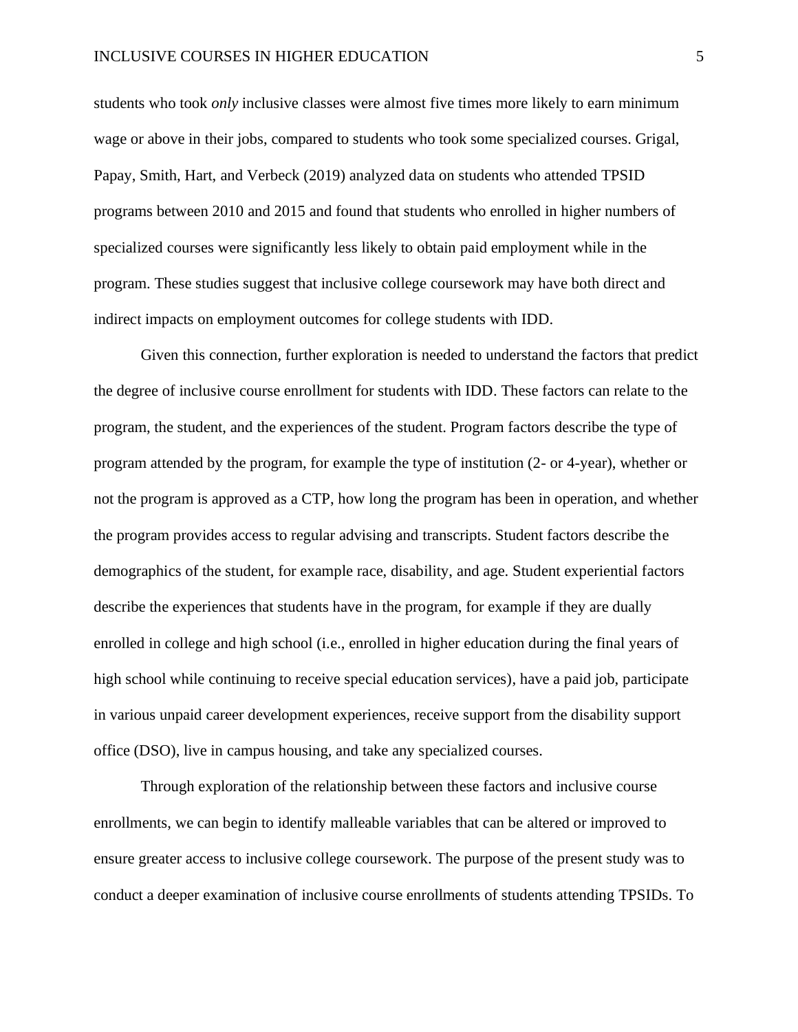students who took *only* inclusive classes were almost five times more likely to earn minimum wage or above in their jobs, compared to students who took some specialized courses. Grigal, Papay, Smith, Hart, and Verbeck (2019) analyzed data on students who attended TPSID programs between 2010 and 2015 and found that students who enrolled in higher numbers of specialized courses were significantly less likely to obtain paid employment while in the program. These studies suggest that inclusive college coursework may have both direct and indirect impacts on employment outcomes for college students with IDD.

Given this connection, further exploration is needed to understand the factors that predict the degree of inclusive course enrollment for students with IDD. These factors can relate to the program, the student, and the experiences of the student. Program factors describe the type of program attended by the program, for example the type of institution (2- or 4-year), whether or not the program is approved as a CTP, how long the program has been in operation, and whether the program provides access to regular advising and transcripts. Student factors describe the demographics of the student, for example race, disability, and age. Student experiential factors describe the experiences that students have in the program, for example if they are dually enrolled in college and high school (i.e., enrolled in higher education during the final years of high school while continuing to receive special education services), have a paid job, participate in various unpaid career development experiences, receive support from the disability support office (DSO), live in campus housing, and take any specialized courses.

Through exploration of the relationship between these factors and inclusive course enrollments, we can begin to identify malleable variables that can be altered or improved to ensure greater access to inclusive college coursework. The purpose of the present study was to conduct a deeper examination of inclusive course enrollments of students attending TPSIDs. To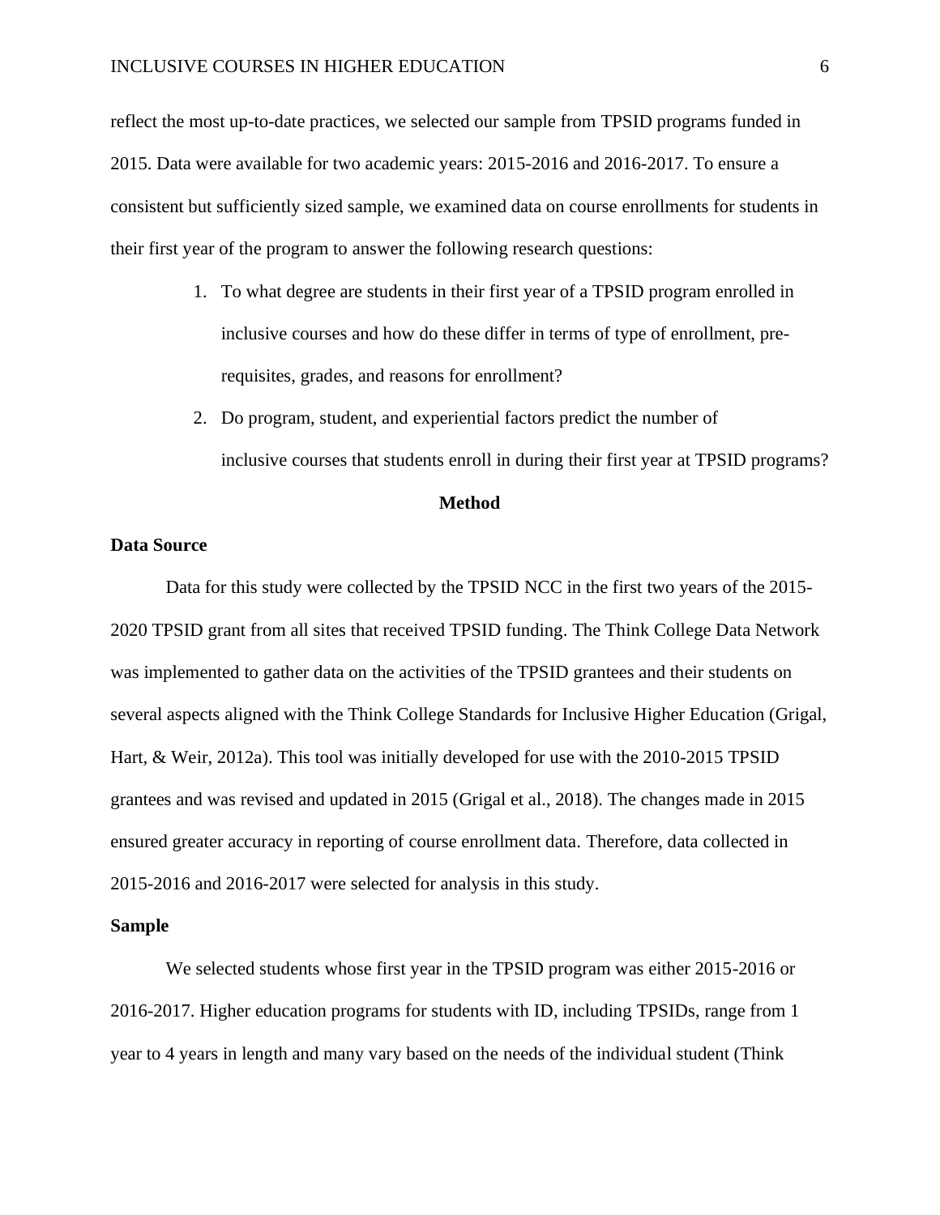reflect the most up-to-date practices, we selected our sample from TPSID programs funded in 2015. Data were available for two academic years: 2015-2016 and 2016-2017. To ensure a consistent but sufficiently sized sample, we examined data on course enrollments for students in their first year of the program to answer the following research questions:

1. To what degree are students in their first year of a TPSID program enrolled in inclusive courses and how do these differ in terms of type of enrollment, pre-requisites, grades, and reasons for enrollment?
2. Do program, student, and experiential factors predict the number of inclusive courses that students enroll in during their first year at TPSID programs?

## Method

### Data Source

Data for this study were collected by the TPSID NCC in the first two years of the 2015-2020 TPSID grant from all sites that received TPSID funding. The Think College Data Network was implemented to gather data on the activities of the TPSID grantees and their students on several aspects aligned with the Think College Standards for Inclusive Higher Education (Grigal, Hart, & Weir, 2012a). This tool was initially developed for use with the 2010-2015 TPSID grantees and was revised and updated in 2015 (Grigal et al., 2018). The changes made in 2015 ensured greater accuracy in reporting of course enrollment data. Therefore, data collected in 2015-2016 and 2016-2017 were selected for analysis in this study.

### Sample

We selected students whose first year in the TPSID program was either 2015-2016 or 2016-2017. Higher education programs for students with ID, including TPSIDs, range from 1 year to 4 years in length and many vary based on the needs of the individual student (Think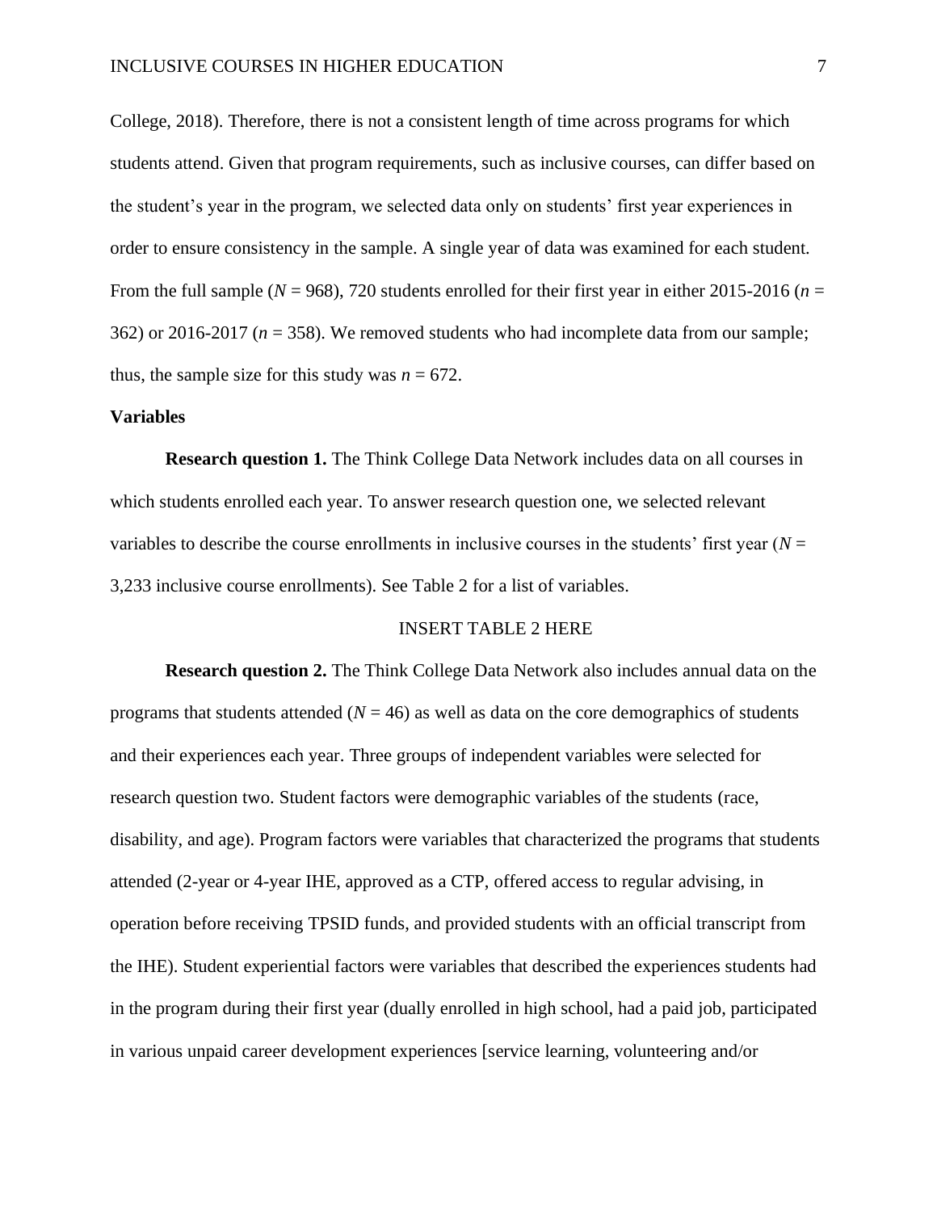College, 2018). Therefore, there is not a consistent length of time across programs for which students attend. Given that program requirements, such as inclusive courses, can differ based on the student's year in the program, we selected data only on students' first year experiences in order to ensure consistency in the sample. A single year of data was examined for each student. From the full sample ($N$ = 968), 720 students enrolled for their first year in either 2015-2016 ($n$ = 362) or 2016-2017 ($n$ = 358). We removed students who had incomplete data from our sample; thus, the sample size for this study was $n$ = 672.

**Variables**

**Research question 1.** The Think College Data Network includes data on all courses in which students enrolled each year. To answer research question one, we selected relevant variables to describe the course enrollments in inclusive courses in the students' first year ($N$ = 3,233 inclusive course enrollments). See Table 2 for a list of variables.

INSERT TABLE 2 HERE

**Research question 2.** The Think College Data Network also includes annual data on the programs that students attended ($N$ = 46) as well as data on the core demographics of students and their experiences each year. Three groups of independent variables were selected for research question two. Student factors were demographic variables of the students (race, disability, and age). Program factors were variables that characterized the programs that students attended (2-year or 4-year IHE, approved as a CTP, offered access to regular advising, in operation before receiving TPSID funds, and provided students with an official transcript from the IHE). Student experiential factors were variables that described the experiences students had in the program during their first year (dually enrolled in high school, had a paid job, participated in various unpaid career development experiences [service learning, volunteering and/or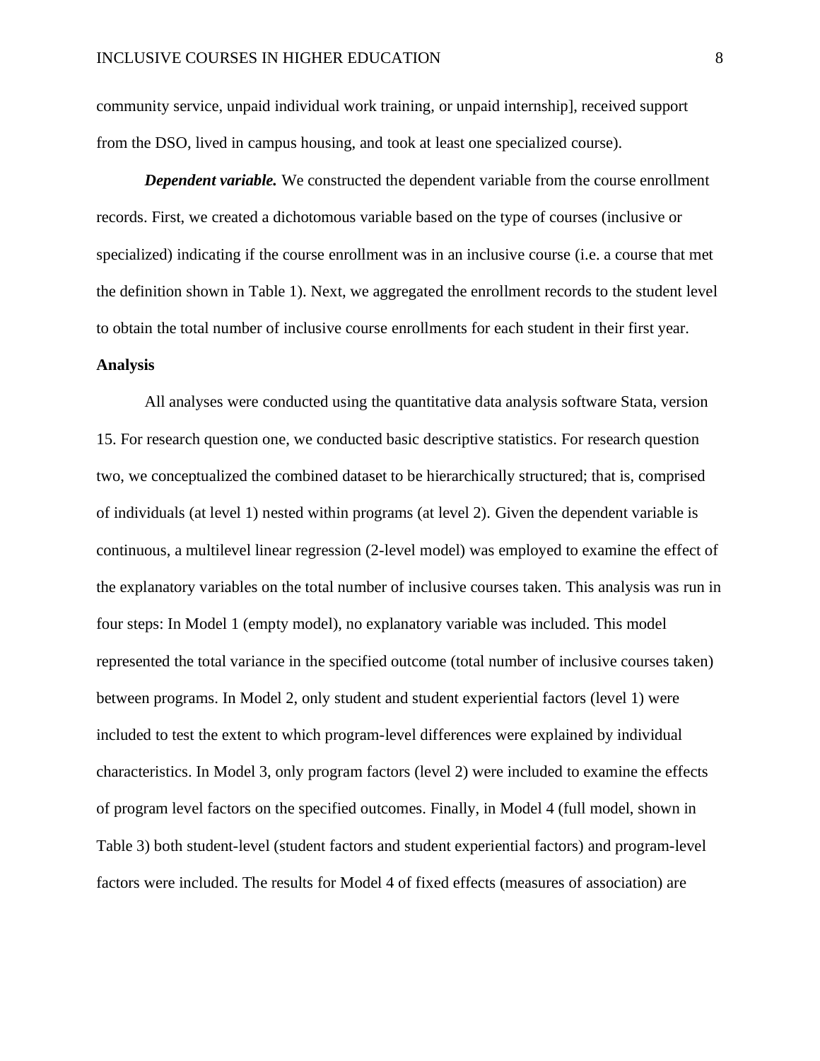community service, unpaid individual work training, or unpaid internship], received support from the DSO, lived in campus housing, and took at least one specialized course).

***Dependent variable.*** We constructed the dependent variable from the course enrollment records. First, we created a dichotomous variable based on the type of courses (inclusive or specialized) indicating if the course enrollment was in an inclusive course (i.e. a course that met the definition shown in Table 1). Next, we aggregated the enrollment records to the student level to obtain the total number of inclusive course enrollments for each student in their first year.

**Analysis**

All analyses were conducted using the quantitative data analysis software Stata, version 15. For research question one, we conducted basic descriptive statistics. For research question two, we conceptualized the combined dataset to be hierarchically structured; that is, comprised of individuals (at level 1) nested within programs (at level 2). Given the dependent variable is continuous, a multilevel linear regression (2-level model) was employed to examine the effect of the explanatory variables on the total number of inclusive courses taken. This analysis was run in four steps: In Model 1 (empty model), no explanatory variable was included. This model represented the total variance in the specified outcome (total number of inclusive courses taken) between programs. In Model 2, only student and student experiential factors (level 1) were included to test the extent to which program-level differences were explained by individual characteristics. In Model 3, only program factors (level 2) were included to examine the effects of program level factors on the specified outcomes. Finally, in Model 4 (full model, shown in Table 3) both student-level (student factors and student experiential factors) and program-level factors were included. The results for Model 4 of fixed effects (measures of association) are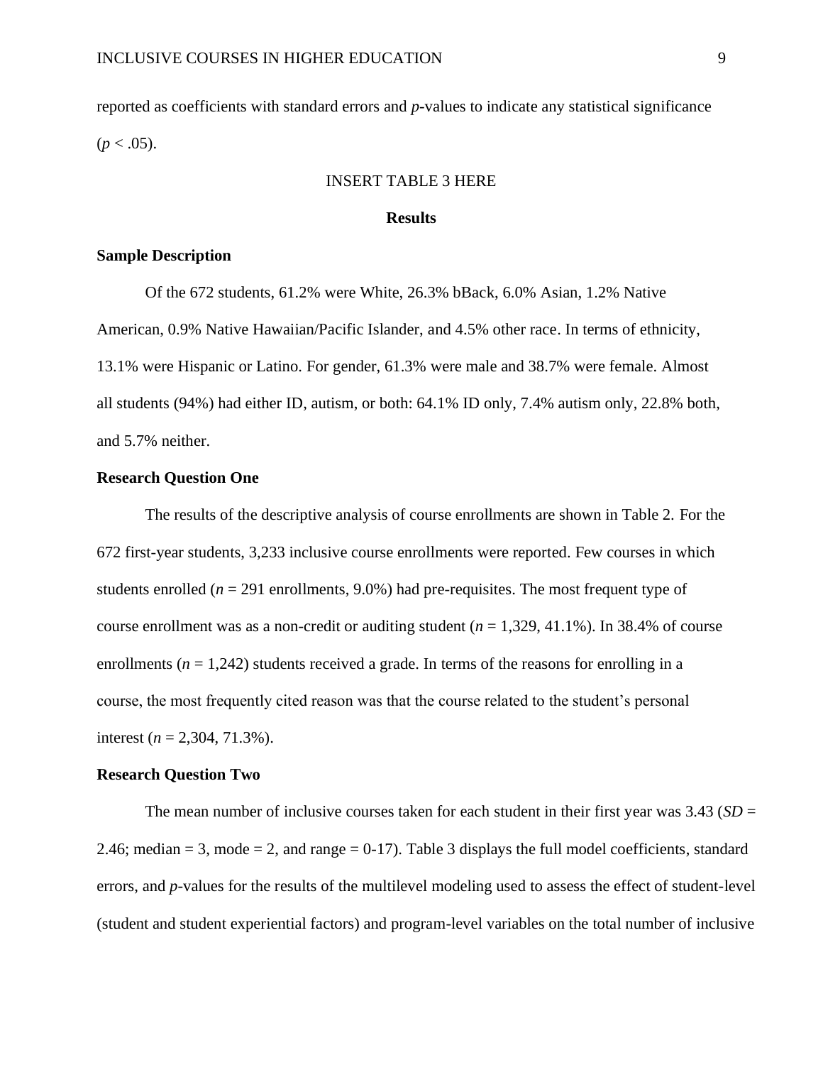reported as coefficients with standard errors and *p*-values to indicate any statistical significance ($p < .05$).

INSERT TABLE 3 HERE

## Results

### Sample Description

Of the 672 students, 61.2% were White, 26.3% bBack, 6.0% Asian, 1.2% Native American, 0.9% Native Hawaiian/Pacific Islander, and 4.5% other race. In terms of ethnicity, 13.1% were Hispanic or Latino. For gender, 61.3% were male and 38.7% were female. Almost all students (94%) had either ID, autism, or both: 64.1% ID only, 7.4% autism only, 22.8% both, and 5.7% neither.

### Research Question One

The results of the descriptive analysis of course enrollments are shown in Table 2. For the 672 first-year students, 3,233 inclusive course enrollments were reported. Few courses in which students enrolled ($n$ = 291 enrollments, 9.0%) had pre-requisites. The most frequent type of course enrollment was as a non-credit or auditing student ($n$ = 1,329, 41.1%). In 38.4% of course enrollments ($n$ = 1,242) students received a grade. In terms of the reasons for enrolling in a course, the most frequently cited reason was that the course related to the student's personal interest ($n$ = 2,304, 71.3%).

### Research Question Two

The mean number of inclusive courses taken for each student in their first year was 3.43 ($SD$ = 2.46; median = 3, mode = 2, and range = 0-17). Table 3 displays the full model coefficients, standard errors, and *p*-values for the results of the multilevel modeling used to assess the effect of student-level (student and student experiential factors) and program-level variables on the total number of inclusive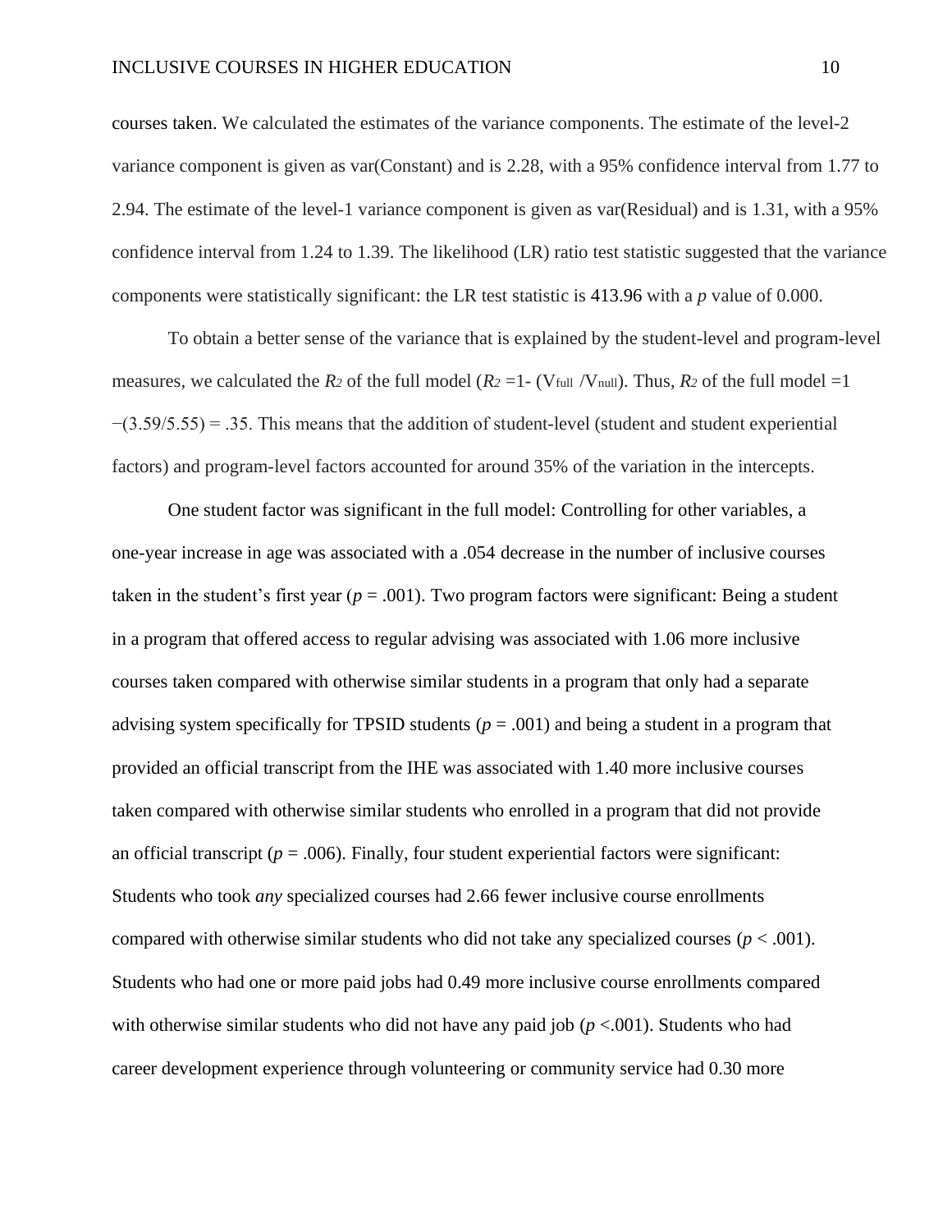courses taken. We calculated the estimates of the variance components. The estimate of the level-2 variance component is given as var(Constant) and is 2.28, with a 95% confidence interval from 1.77 to 2.94. The estimate of the level-1 variance component is given as var(Residual) and is 1.31, with a 95% confidence interval from 1.24 to 1.39. The likelihood (LR) ratio test statistic suggested that the variance components were statistically significant: the LR test statistic is 413.96 with a *p* value of 0.000.

To obtain a better sense of the variance that is explained by the student-level and program-level measures, we calculated the $R_2$ of the full model ($R_2$ =1- ($V_{full}$ /$V_{null}$). Thus, $R_2$ of the full model =1 −(3.59/5.55) = .35. This means that the addition of student-level (student and student experiential factors) and program-level factors accounted for around 35% of the variation in the intercepts.

One student factor was significant in the full model: Controlling for other variables, a one-year increase in age was associated with a .054 decrease in the number of inclusive courses taken in the student's first year ($p$ = .001). Two program factors were significant: Being a student in a program that offered access to regular advising was associated with 1.06 more inclusive courses taken compared with otherwise similar students in a program that only had a separate advising system specifically for TPSID students ($p$ = .001) and being a student in a program that provided an official transcript from the IHE was associated with 1.40 more inclusive courses taken compared with otherwise similar students who enrolled in a program that did not provide an official transcript ($p$ = .006). Finally, four student experiential factors were significant: Students who took *any* specialized courses had 2.66 fewer inclusive course enrollments compared with otherwise similar students who did not take any specialized courses ($p$ < .001). Students who had one or more paid jobs had 0.49 more inclusive course enrollments compared with otherwise similar students who did not have any paid job ($p$ <.001). Students who had career development experience through volunteering or community service had 0.30 more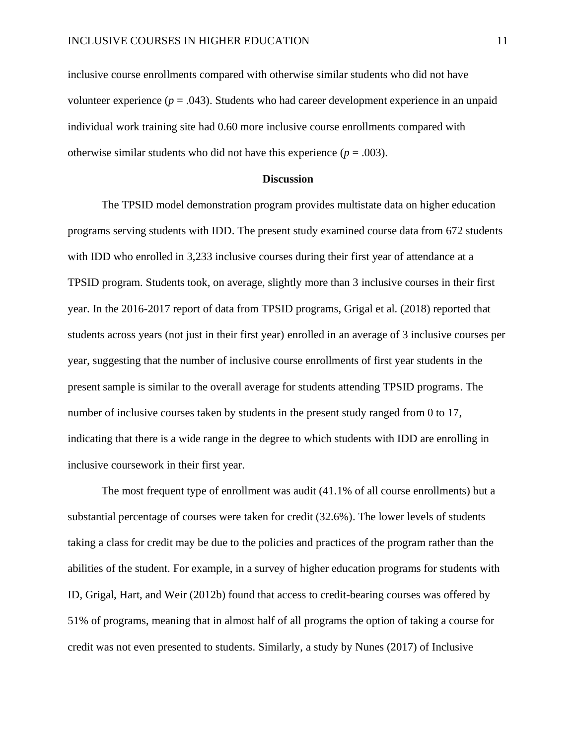inclusive course enrollments compared with otherwise similar students who did not have volunteer experience ($p = .043$). Students who had career development experience in an unpaid individual work training site had 0.60 more inclusive course enrollments compared with otherwise similar students who did not have this experience ($p = .003$).

## Discussion

The TPSID model demonstration program provides multistate data on higher education programs serving students with IDD. The present study examined course data from 672 students with IDD who enrolled in 3,233 inclusive courses during their first year of attendance at a TPSID program. Students took, on average, slightly more than 3 inclusive courses in their first year. In the 2016-2017 report of data from TPSID programs, Grigal et al. (2018) reported that students across years (not just in their first year) enrolled in an average of 3 inclusive courses per year, suggesting that the number of inclusive course enrollments of first year students in the present sample is similar to the overall average for students attending TPSID programs. The number of inclusive courses taken by students in the present study ranged from 0 to 17, indicating that there is a wide range in the degree to which students with IDD are enrolling in inclusive coursework in their first year.

The most frequent type of enrollment was audit (41.1% of all course enrollments) but a substantial percentage of courses were taken for credit (32.6%). The lower levels of students taking a class for credit may be due to the policies and practices of the program rather than the abilities of the student. For example, in a survey of higher education programs for students with ID, Grigal, Hart, and Weir (2012b) found that access to credit-bearing courses was offered by 51% of programs, meaning that in almost half of all programs the option of taking a course for credit was not even presented to students. Similarly, a study by Nunes (2017) of Inclusive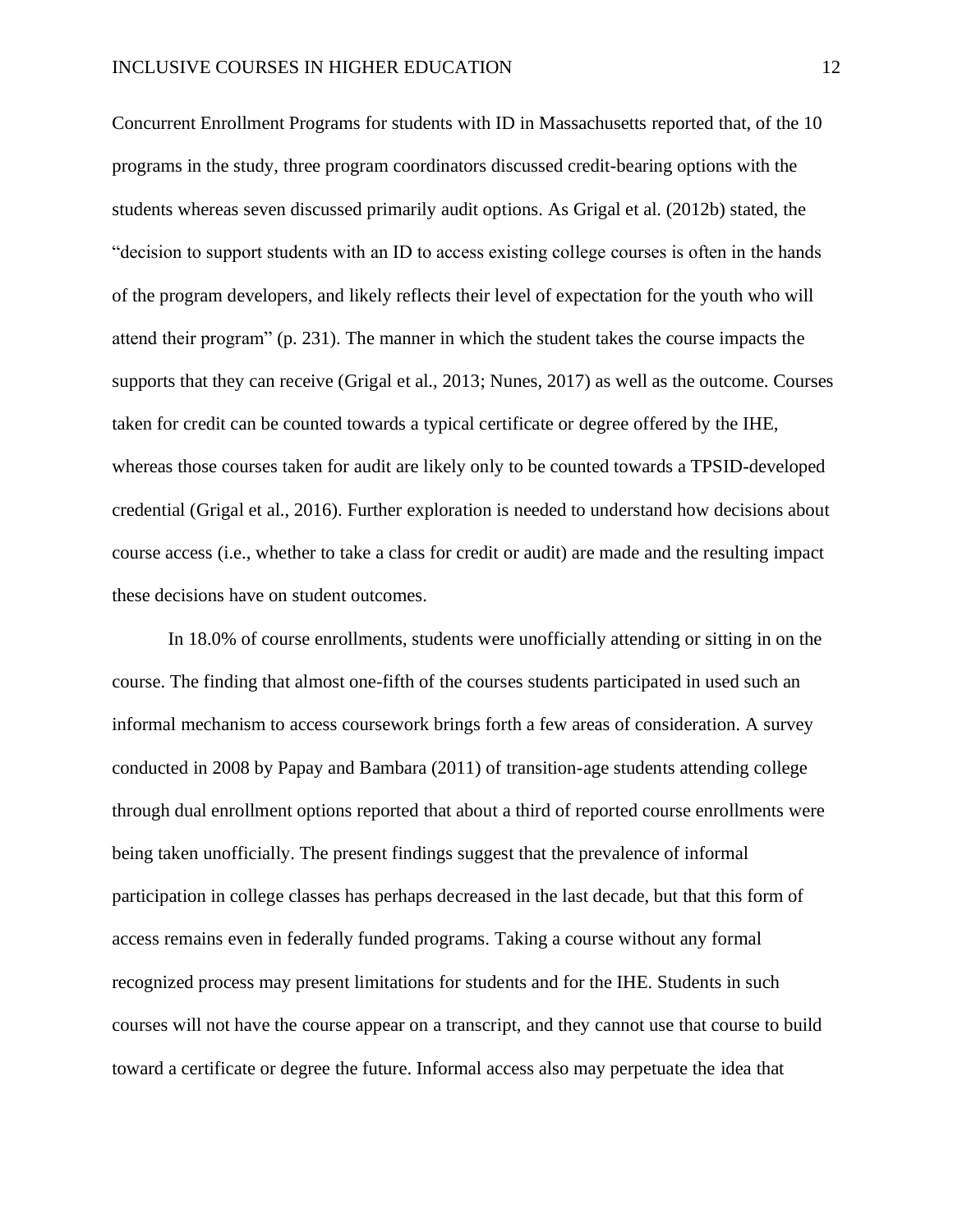Concurrent Enrollment Programs for students with ID in Massachusetts reported that, of the 10 programs in the study, three program coordinators discussed credit-bearing options with the students whereas seven discussed primarily audit options. As Grigal et al. (2012b) stated, the "decision to support students with an ID to access existing college courses is often in the hands of the program developers, and likely reflects their level of expectation for the youth who will attend their program" (p. 231). The manner in which the student takes the course impacts the supports that they can receive (Grigal et al., 2013; Nunes, 2017) as well as the outcome. Courses taken for credit can be counted towards a typical certificate or degree offered by the IHE, whereas those courses taken for audit are likely only to be counted towards a TPSID-developed credential (Grigal et al., 2016). Further exploration is needed to understand how decisions about course access (i.e., whether to take a class for credit or audit) are made and the resulting impact these decisions have on student outcomes.

In 18.0% of course enrollments, students were unofficially attending or sitting in on the course. The finding that almost one-fifth of the courses students participated in used such an informal mechanism to access coursework brings forth a few areas of consideration. A survey conducted in 2008 by Papay and Bambara (2011) of transition-age students attending college through dual enrollment options reported that about a third of reported course enrollments were being taken unofficially. The present findings suggest that the prevalence of informal participation in college classes has perhaps decreased in the last decade, but that this form of access remains even in federally funded programs. Taking a course without any formal recognized process may present limitations for students and for the IHE. Students in such courses will not have the course appear on a transcript, and they cannot use that course to build toward a certificate or degree the future. Informal access also may perpetuate the idea that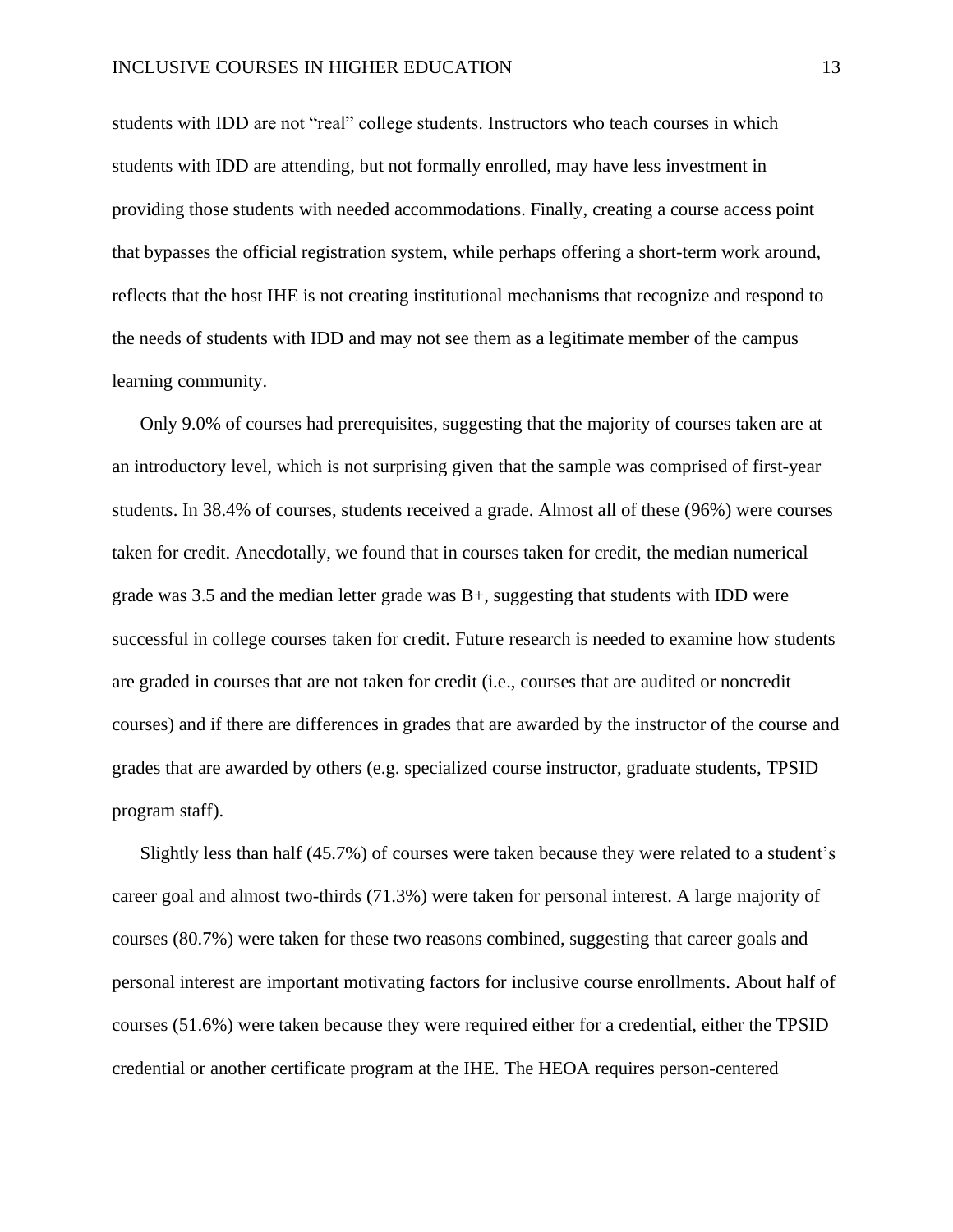students with IDD are not "real" college students. Instructors who teach courses in which students with IDD are attending, but not formally enrolled, may have less investment in providing those students with needed accommodations. Finally, creating a course access point that bypasses the official registration system, while perhaps offering a short-term work around, reflects that the host IHE is not creating institutional mechanisms that recognize and respond to the needs of students with IDD and may not see them as a legitimate member of the campus learning community.

Only 9.0% of courses had prerequisites, suggesting that the majority of courses taken are at an introductory level, which is not surprising given that the sample was comprised of first-year students. In 38.4% of courses, students received a grade. Almost all of these (96%) were courses taken for credit. Anecdotally, we found that in courses taken for credit, the median numerical grade was 3.5 and the median letter grade was B+, suggesting that students with IDD were successful in college courses taken for credit. Future research is needed to examine how students are graded in courses that are not taken for credit (i.e., courses that are audited or noncredit courses) and if there are differences in grades that are awarded by the instructor of the course and grades that are awarded by others (e.g. specialized course instructor, graduate students, TPSID program staff).

Slightly less than half (45.7%) of courses were taken because they were related to a student's career goal and almost two-thirds (71.3%) were taken for personal interest. A large majority of courses (80.7%) were taken for these two reasons combined, suggesting that career goals and personal interest are important motivating factors for inclusive course enrollments. About half of courses (51.6%) were taken because they were required either for a credential, either the TPSID credential or another certificate program at the IHE. The HEOA requires person-centered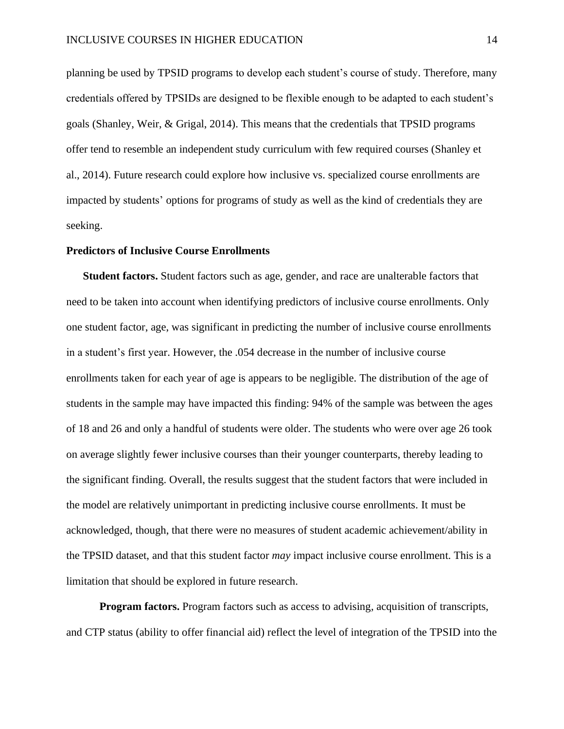planning be used by TPSID programs to develop each student's course of study. Therefore, many credentials offered by TPSIDs are designed to be flexible enough to be adapted to each student's goals (Shanley, Weir, & Grigal, 2014). This means that the credentials that TPSID programs offer tend to resemble an independent study curriculum with few required courses (Shanley et al., 2014). Future research could explore how inclusive vs. specialized course enrollments are impacted by students' options for programs of study as well as the kind of credentials they are seeking.

**Predictors of Inclusive Course Enrollments**

**Student factors.** Student factors such as age, gender, and race are unalterable factors that need to be taken into account when identifying predictors of inclusive course enrollments. Only one student factor, age, was significant in predicting the number of inclusive course enrollments in a student's first year. However, the .054 decrease in the number of inclusive course enrollments taken for each year of age is appears to be negligible. The distribution of the age of students in the sample may have impacted this finding: 94% of the sample was between the ages of 18 and 26 and only a handful of students were older. The students who were over age 26 took on average slightly fewer inclusive courses than their younger counterparts, thereby leading to the significant finding. Overall, the results suggest that the student factors that were included in the model are relatively unimportant in predicting inclusive course enrollments. It must be acknowledged, though, that there were no measures of student academic achievement/ability in the TPSID dataset, and that this student factor *may* impact inclusive course enrollment. This is a limitation that should be explored in future research.

**Program factors.** Program factors such as access to advising, acquisition of transcripts, and CTP status (ability to offer financial aid) reflect the level of integration of the TPSID into the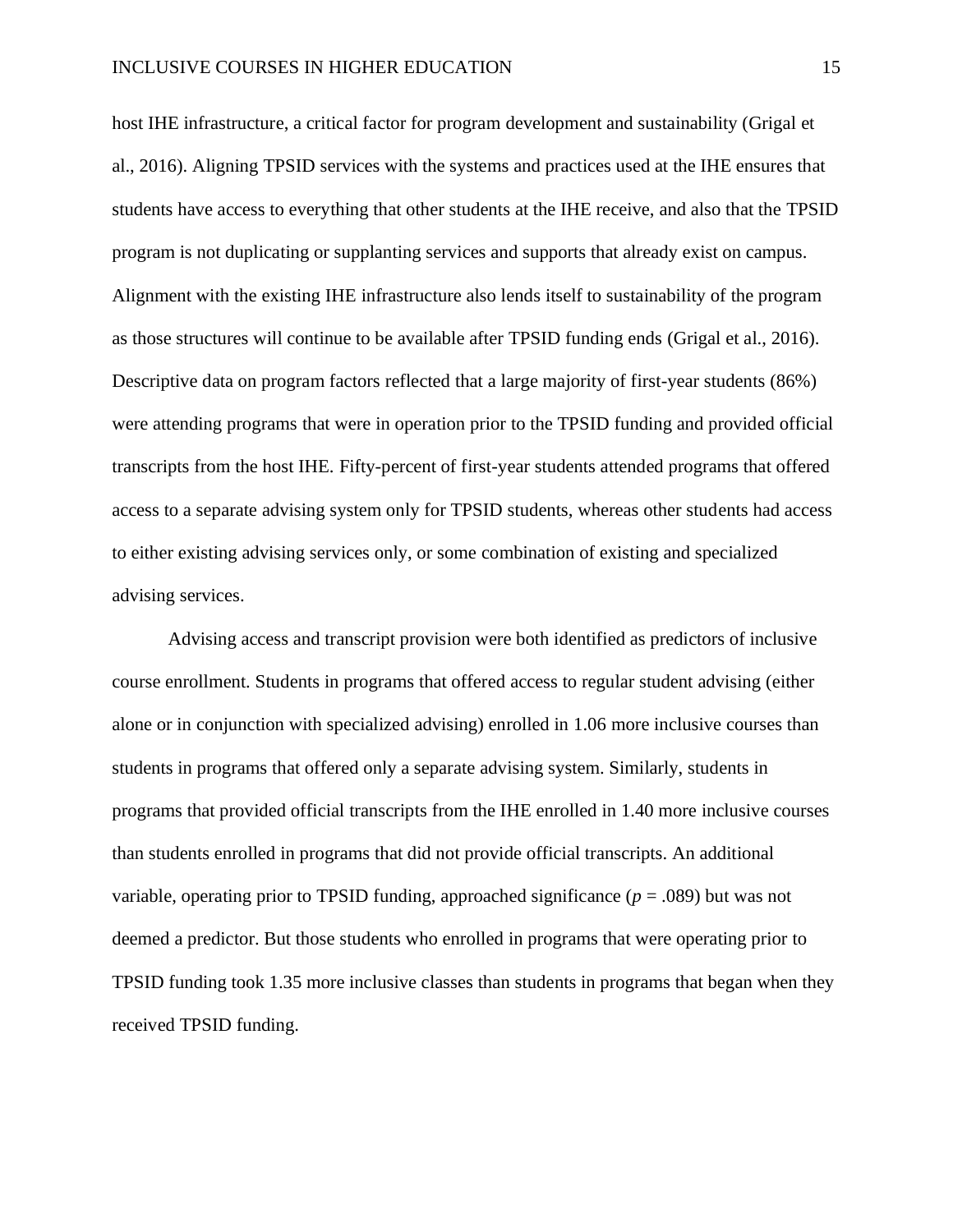host IHE infrastructure, a critical factor for program development and sustainability (Grigal et al., 2016). Aligning TPSID services with the systems and practices used at the IHE ensures that students have access to everything that other students at the IHE receive, and also that the TPSID program is not duplicating or supplanting services and supports that already exist on campus. Alignment with the existing IHE infrastructure also lends itself to sustainability of the program as those structures will continue to be available after TPSID funding ends (Grigal et al., 2016). Descriptive data on program factors reflected that a large majority of first-year students (86%) were attending programs that were in operation prior to the TPSID funding and provided official transcripts from the host IHE. Fifty-percent of first-year students attended programs that offered access to a separate advising system only for TPSID students, whereas other students had access to either existing advising services only, or some combination of existing and specialized advising services.

Advising access and transcript provision were both identified as predictors of inclusive course enrollment. Students in programs that offered access to regular student advising (either alone or in conjunction with specialized advising) enrolled in 1.06 more inclusive courses than students in programs that offered only a separate advising system. Similarly, students in programs that provided official transcripts from the IHE enrolled in 1.40 more inclusive courses than students enrolled in programs that did not provide official transcripts. An additional variable, operating prior to TPSID funding, approached significance ($p = .089$) but was not deemed a predictor. But those students who enrolled in programs that were operating prior to TPSID funding took 1.35 more inclusive classes than students in programs that began when they received TPSID funding.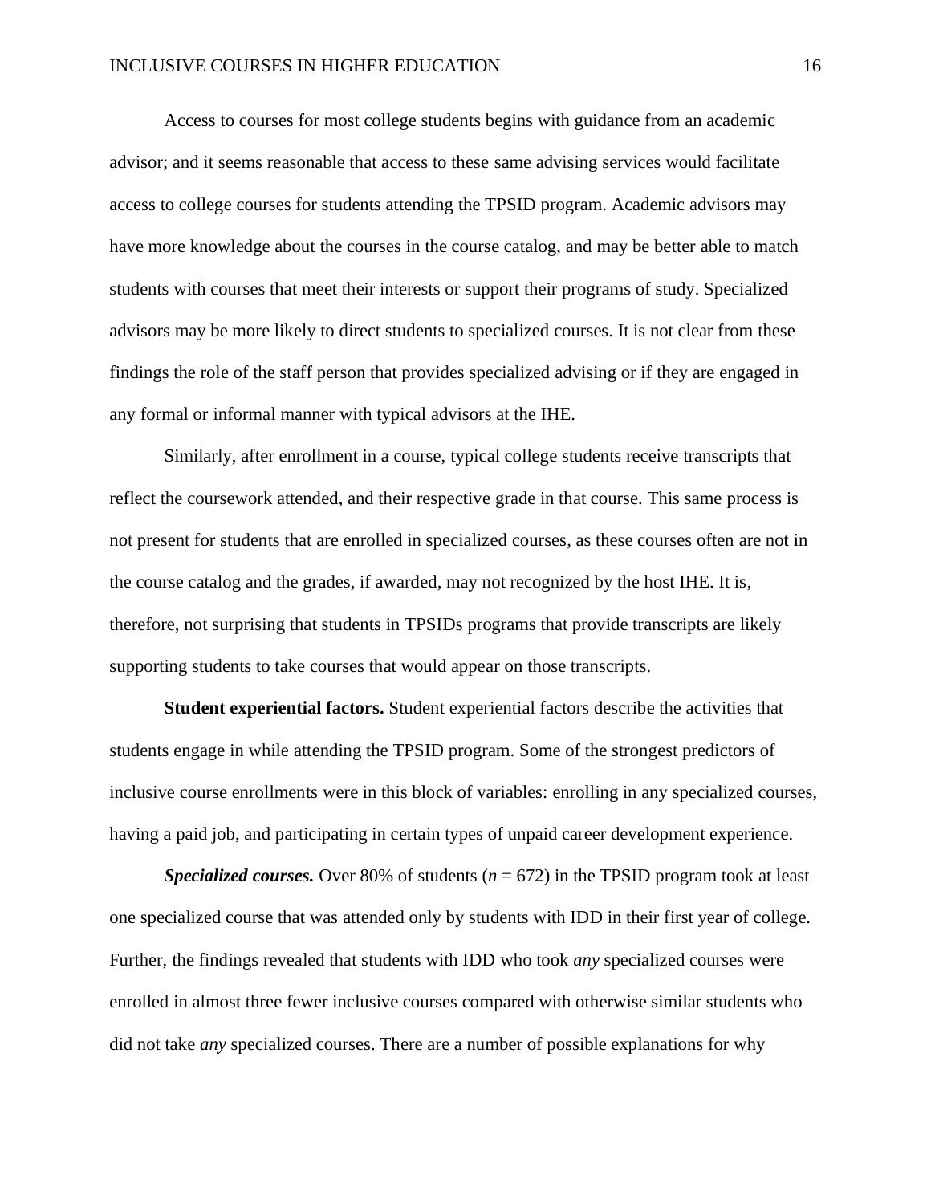Access to courses for most college students begins with guidance from an academic advisor; and it seems reasonable that access to these same advising services would facilitate access to college courses for students attending the TPSID program. Academic advisors may have more knowledge about the courses in the course catalog, and may be better able to match students with courses that meet their interests or support their programs of study. Specialized advisors may be more likely to direct students to specialized courses. It is not clear from these findings the role of the staff person that provides specialized advising or if they are engaged in any formal or informal manner with typical advisors at the IHE.

Similarly, after enrollment in a course, typical college students receive transcripts that reflect the coursework attended, and their respective grade in that course. This same process is not present for students that are enrolled in specialized courses, as these courses often are not in the course catalog and the grades, if awarded, may not recognized by the host IHE. It is, therefore, not surprising that students in TPSIDs programs that provide transcripts are likely supporting students to take courses that would appear on those transcripts.

**Student experiential factors.** Student experiential factors describe the activities that students engage in while attending the TPSID program. Some of the strongest predictors of inclusive course enrollments were in this block of variables: enrolling in any specialized courses, having a paid job, and participating in certain types of unpaid career development experience.

***Specialized courses.*** Over 80% of students ($n$ = 672) in the TPSID program took at least one specialized course that was attended only by students with IDD in their first year of college. Further, the findings revealed that students with IDD who took *any* specialized courses were enrolled in almost three fewer inclusive courses compared with otherwise similar students who did not take *any* specialized courses. There are a number of possible explanations for why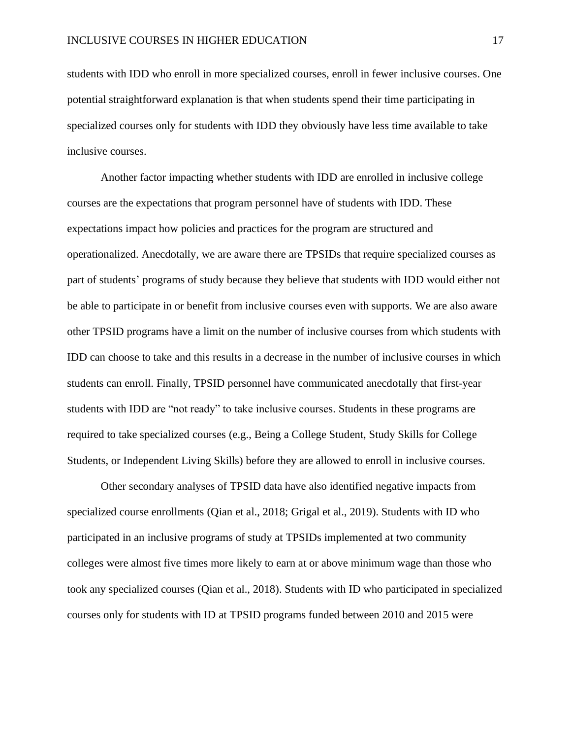students with IDD who enroll in more specialized courses, enroll in fewer inclusive courses. One potential straightforward explanation is that when students spend their time participating in specialized courses only for students with IDD they obviously have less time available to take inclusive courses.

Another factor impacting whether students with IDD are enrolled in inclusive college courses are the expectations that program personnel have of students with IDD. These expectations impact how policies and practices for the program are structured and operationalized. Anecdotally, we are aware there are TPSIDs that require specialized courses as part of students' programs of study because they believe that students with IDD would either not be able to participate in or benefit from inclusive courses even with supports. We are also aware other TPSID programs have a limit on the number of inclusive courses from which students with IDD can choose to take and this results in a decrease in the number of inclusive courses in which students can enroll. Finally, TPSID personnel have communicated anecdotally that first-year students with IDD are "not ready" to take inclusive courses. Students in these programs are required to take specialized courses (e.g., Being a College Student, Study Skills for College Students, or Independent Living Skills) before they are allowed to enroll in inclusive courses.

Other secondary analyses of TPSID data have also identified negative impacts from specialized course enrollments (Qian et al., 2018; Grigal et al., 2019). Students with ID who participated in an inclusive programs of study at TPSIDs implemented at two community colleges were almost five times more likely to earn at or above minimum wage than those who took any specialized courses (Qian et al., 2018). Students with ID who participated in specialized courses only for students with ID at TPSID programs funded between 2010 and 2015 were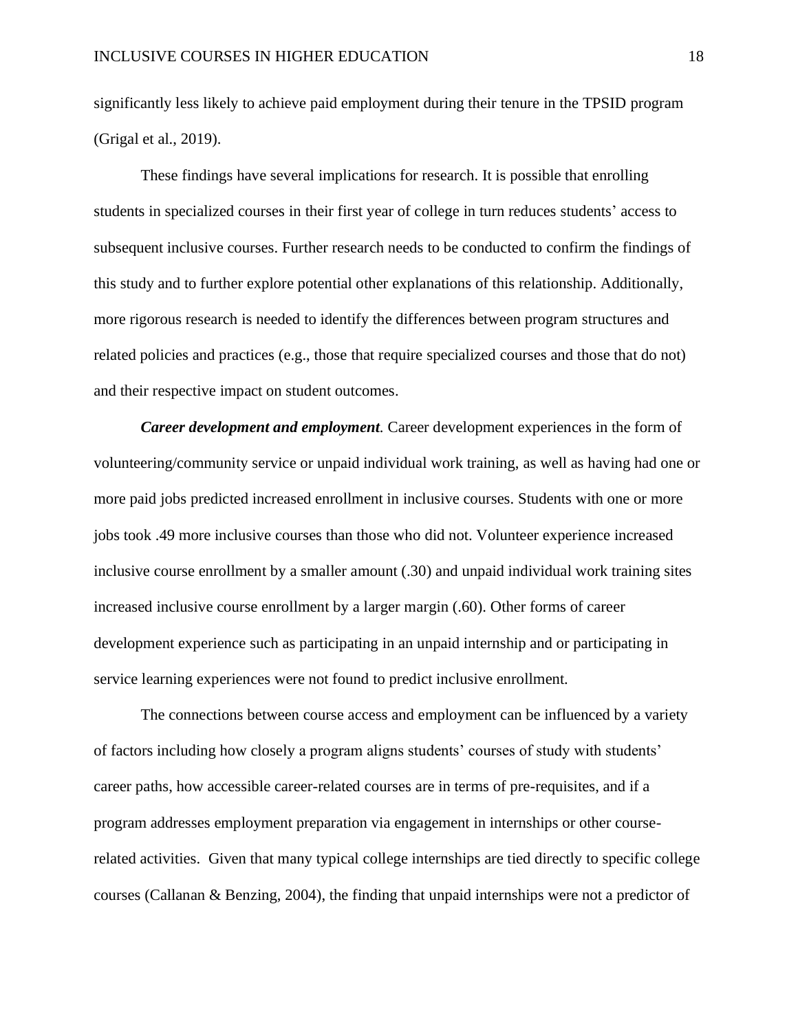significantly less likely to achieve paid employment during their tenure in the TPSID program (Grigal et al., 2019).

These findings have several implications for research. It is possible that enrolling students in specialized courses in their first year of college in turn reduces students' access to subsequent inclusive courses. Further research needs to be conducted to confirm the findings of this study and to further explore potential other explanations of this relationship. Additionally, more rigorous research is needed to identify the differences between program structures and related policies and practices (e.g., those that require specialized courses and those that do not) and their respective impact on student outcomes.

***Career development and employment.*** Career development experiences in the form of volunteering/community service or unpaid individual work training, as well as having had one or more paid jobs predicted increased enrollment in inclusive courses. Students with one or more jobs took .49 more inclusive courses than those who did not. Volunteer experience increased inclusive course enrollment by a smaller amount (.30) and unpaid individual work training sites increased inclusive course enrollment by a larger margin (.60). Other forms of career development experience such as participating in an unpaid internship and or participating in service learning experiences were not found to predict inclusive enrollment.

The connections between course access and employment can be influenced by a variety of factors including how closely a program aligns students' courses of study with students' career paths, how accessible career-related courses are in terms of pre-requisites, and if a program addresses employment preparation via engagement in internships or other course-related activities. Given that many typical college internships are tied directly to specific college courses (Callanan & Benzing, 2004), the finding that unpaid internships were not a predictor of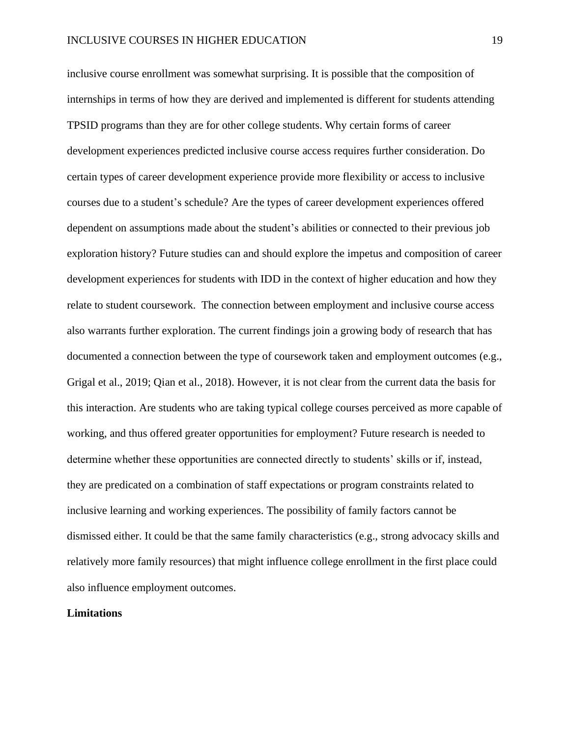inclusive course enrollment was somewhat surprising. It is possible that the composition of internships in terms of how they are derived and implemented is different for students attending TPSID programs than they are for other college students. Why certain forms of career development experiences predicted inclusive course access requires further consideration. Do certain types of career development experience provide more flexibility or access to inclusive courses due to a student's schedule? Are the types of career development experiences offered dependent on assumptions made about the student's abilities or connected to their previous job exploration history? Future studies can and should explore the impetus and composition of career development experiences for students with IDD in the context of higher education and how they relate to student coursework. The connection between employment and inclusive course access also warrants further exploration. The current findings join a growing body of research that has documented a connection between the type of coursework taken and employment outcomes (e.g., Grigal et al., 2019; Qian et al., 2018). However, it is not clear from the current data the basis for this interaction. Are students who are taking typical college courses perceived as more capable of working, and thus offered greater opportunities for employment? Future research is needed to determine whether these opportunities are connected directly to students' skills or if, instead, they are predicated on a combination of staff expectations or program constraints related to inclusive learning and working experiences. The possibility of family factors cannot be dismissed either. It could be that the same family characteristics (e.g., strong advocacy skills and relatively more family resources) that might influence college enrollment in the first place could also influence employment outcomes.

**Limitations**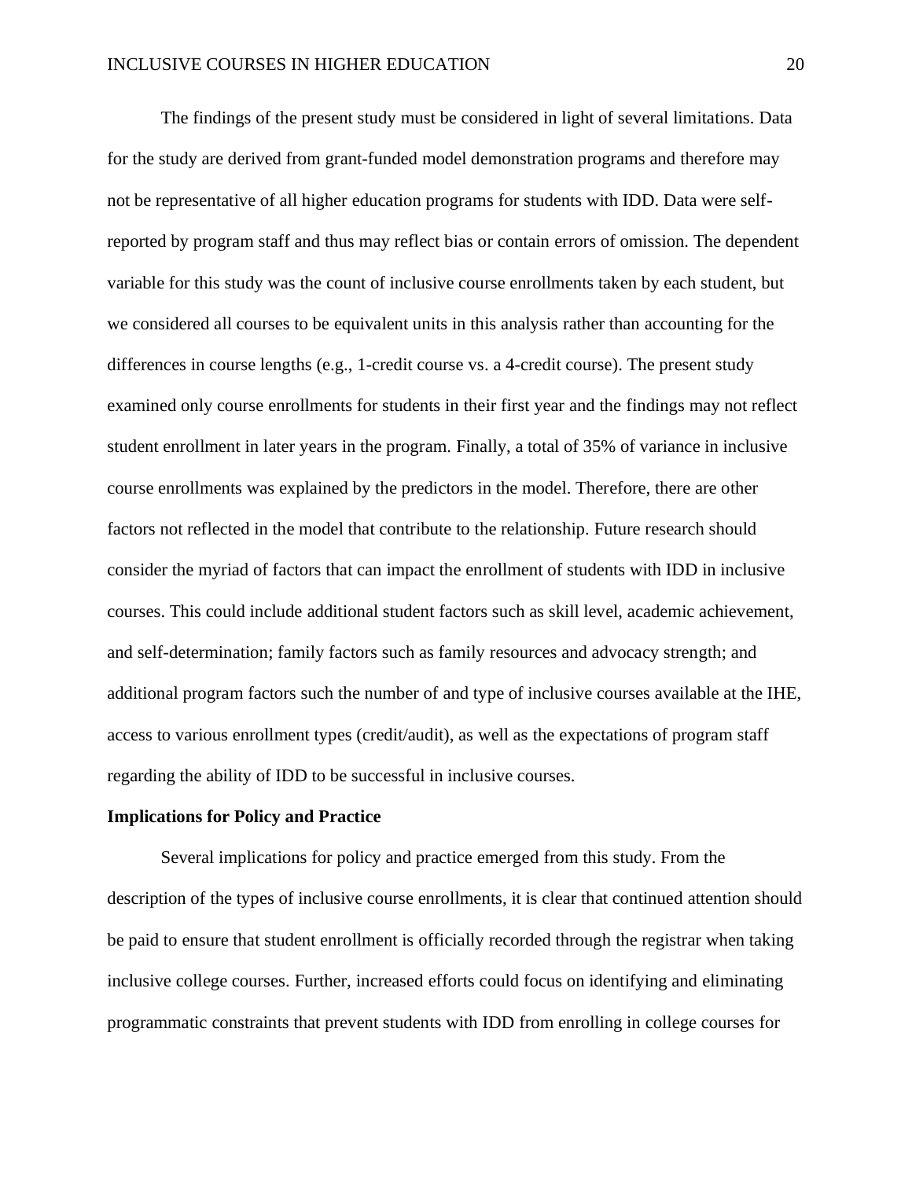The findings of the present study must be considered in light of several limitations. Data for the study are derived from grant-funded model demonstration programs and therefore may not be representative of all higher education programs for students with IDD. Data were self-reported by program staff and thus may reflect bias or contain errors of omission. The dependent variable for this study was the count of inclusive course enrollments taken by each student, but we considered all courses to be equivalent units in this analysis rather than accounting for the differences in course lengths (e.g., 1-credit course vs. a 4-credit course). The present study examined only course enrollments for students in their first year and the findings may not reflect student enrollment in later years in the program. Finally, a total of 35% of variance in inclusive course enrollments was explained by the predictors in the model. Therefore, there are other factors not reflected in the model that contribute to the relationship. Future research should consider the myriad of factors that can impact the enrollment of students with IDD in inclusive courses. This could include additional student factors such as skill level, academic achievement, and self-determination; family factors such as family resources and advocacy strength; and additional program factors such the number of and type of inclusive courses available at the IHE, access to various enrollment types (credit/audit), as well as the expectations of program staff regarding the ability of IDD to be successful in inclusive courses.

**Implications for Policy and Practice**

Several implications for policy and practice emerged from this study. From the description of the types of inclusive course enrollments, it is clear that continued attention should be paid to ensure that student enrollment is officially recorded through the registrar when taking inclusive college courses. Further, increased efforts could focus on identifying and eliminating programmatic constraints that prevent students with IDD from enrolling in college courses for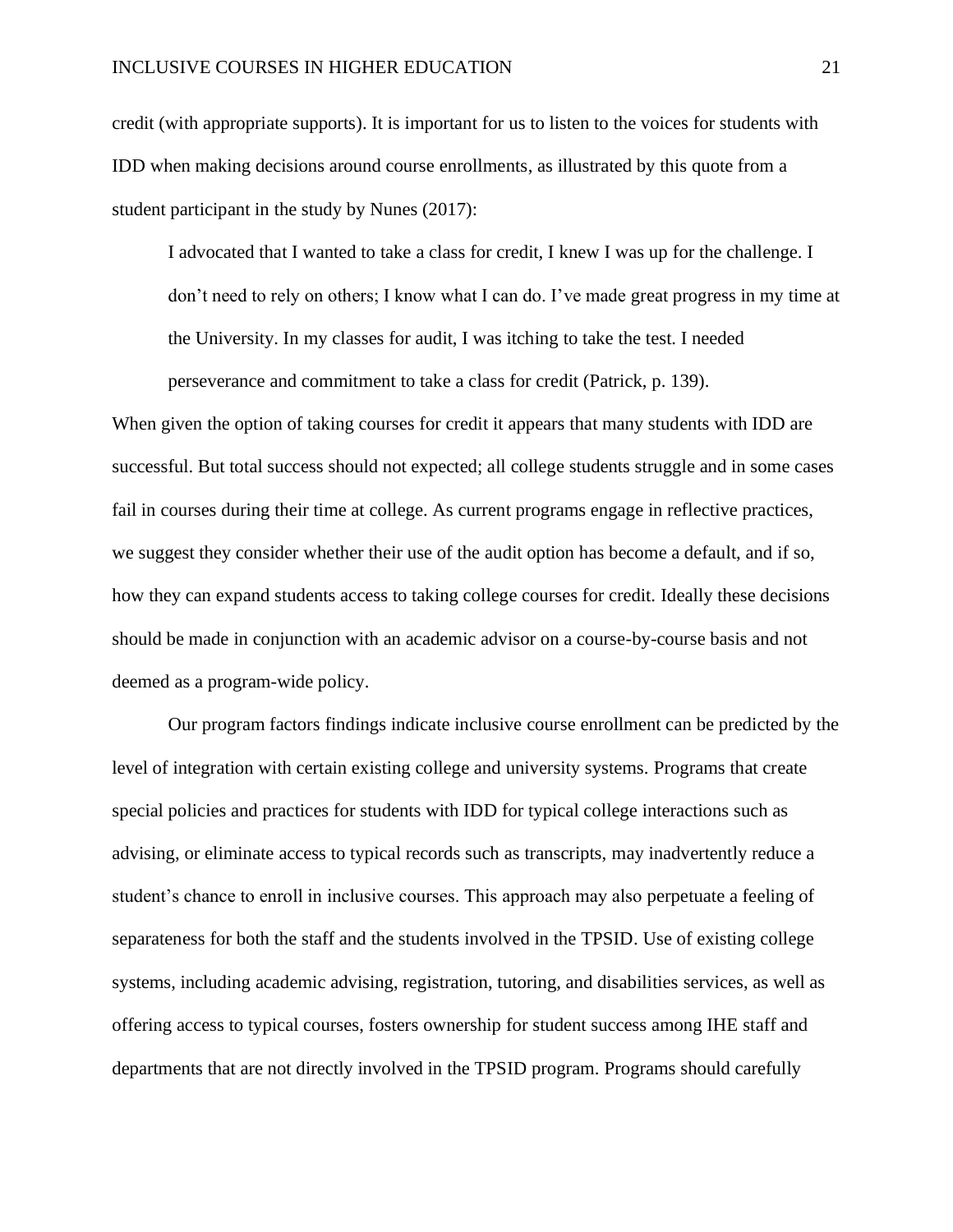credit (with appropriate supports). It is important for us to listen to the voices for students with IDD when making decisions around course enrollments, as illustrated by this quote from a student participant in the study by Nunes (2017):

> I advocated that I wanted to take a class for credit, I knew I was up for the challenge. I don't need to rely on others; I know what I can do. I've made great progress in my time at the University. In my classes for audit, I was itching to take the test. I needed perseverance and commitment to take a class for credit (Patrick, p. 139).

When given the option of taking courses for credit it appears that many students with IDD are successful. But total success should not expected; all college students struggle and in some cases fail in courses during their time at college. As current programs engage in reflective practices, we suggest they consider whether their use of the audit option has become a default, and if so, how they can expand students access to taking college courses for credit. Ideally these decisions should be made in conjunction with an academic advisor on a course-by-course basis and not deemed as a program-wide policy.

Our program factors findings indicate inclusive course enrollment can be predicted by the level of integration with certain existing college and university systems. Programs that create special policies and practices for students with IDD for typical college interactions such as advising, or eliminate access to typical records such as transcripts, may inadvertently reduce a student's chance to enroll in inclusive courses. This approach may also perpetuate a feeling of separateness for both the staff and the students involved in the TPSID. Use of existing college systems, including academic advising, registration, tutoring, and disabilities services, as well as offering access to typical courses, fosters ownership for student success among IHE staff and departments that are not directly involved in the TPSID program. Programs should carefully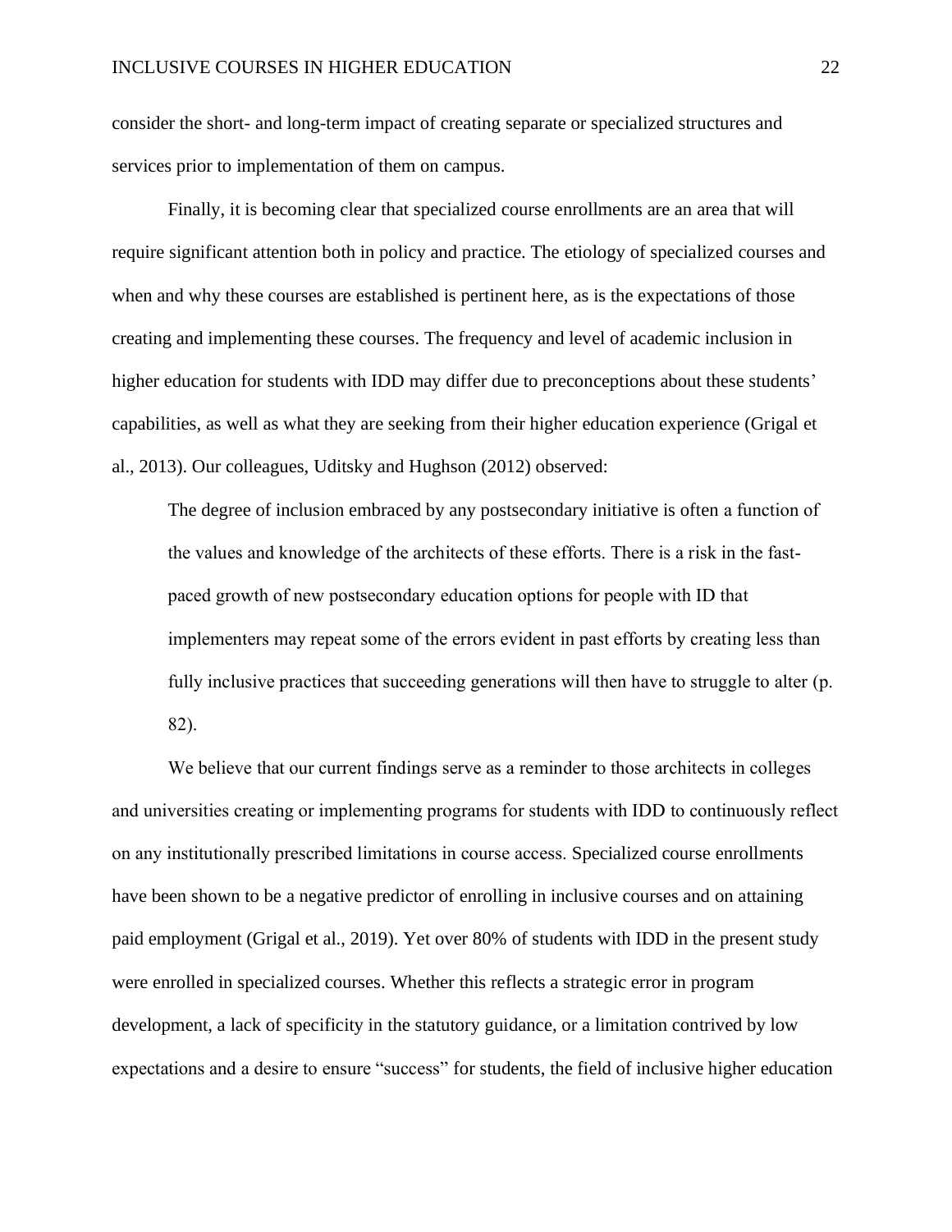consider the short- and long-term impact of creating separate or specialized structures and services prior to implementation of them on campus.

Finally, it is becoming clear that specialized course enrollments are an area that will require significant attention both in policy and practice. The etiology of specialized courses and when and why these courses are established is pertinent here, as is the expectations of those creating and implementing these courses. The frequency and level of academic inclusion in higher education for students with IDD may differ due to preconceptions about these students' capabilities, as well as what they are seeking from their higher education experience (Grigal et al., 2013). Our colleagues, Uditsky and Hughson (2012) observed:

> The degree of inclusion embraced by any postsecondary initiative is often a function of the values and knowledge of the architects of these efforts. There is a risk in the fast-paced growth of new postsecondary education options for people with ID that implementers may repeat some of the errors evident in past efforts by creating less than fully inclusive practices that succeeding generations will then have to struggle to alter (p. 82).

We believe that our current findings serve as a reminder to those architects in colleges and universities creating or implementing programs for students with IDD to continuously reflect on any institutionally prescribed limitations in course access. Specialized course enrollments have been shown to be a negative predictor of enrolling in inclusive courses and on attaining paid employment (Grigal et al., 2019). Yet over 80% of students with IDD in the present study were enrolled in specialized courses. Whether this reflects a strategic error in program development, a lack of specificity in the statutory guidance, or a limitation contrived by low expectations and a desire to ensure "success" for students, the field of inclusive higher education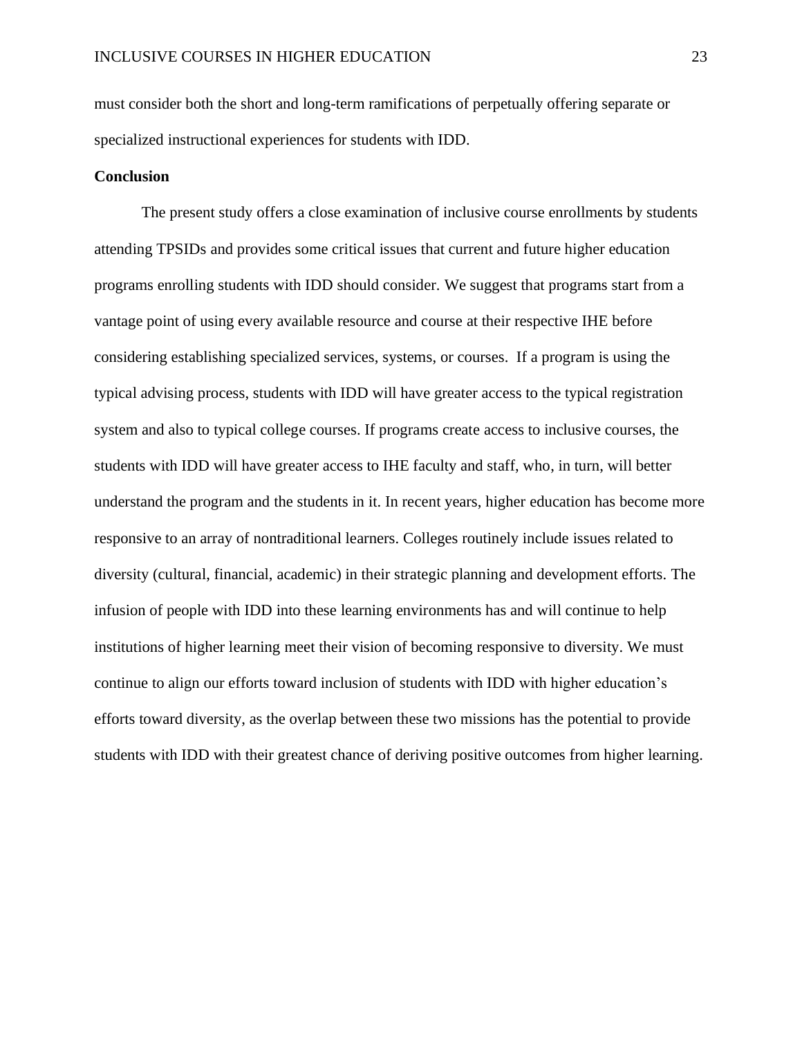must consider both the short and long-term ramifications of perpetually offering separate or specialized instructional experiences for students with IDD.

## Conclusion

The present study offers a close examination of inclusive course enrollments by students attending TPSIDs and provides some critical issues that current and future higher education programs enrolling students with IDD should consider. We suggest that programs start from a vantage point of using every available resource and course at their respective IHE before considering establishing specialized services, systems, or courses. If a program is using the typical advising process, students with IDD will have greater access to the typical registration system and also to typical college courses. If programs create access to inclusive courses, the students with IDD will have greater access to IHE faculty and staff, who, in turn, will better understand the program and the students in it. In recent years, higher education has become more responsive to an array of nontraditional learners. Colleges routinely include issues related to diversity (cultural, financial, academic) in their strategic planning and development efforts. The infusion of people with IDD into these learning environments has and will continue to help institutions of higher learning meet their vision of becoming responsive to diversity. We must continue to align our efforts toward inclusion of students with IDD with higher education's efforts toward diversity, as the overlap between these two missions has the potential to provide students with IDD with their greatest chance of deriving positive outcomes from higher learning.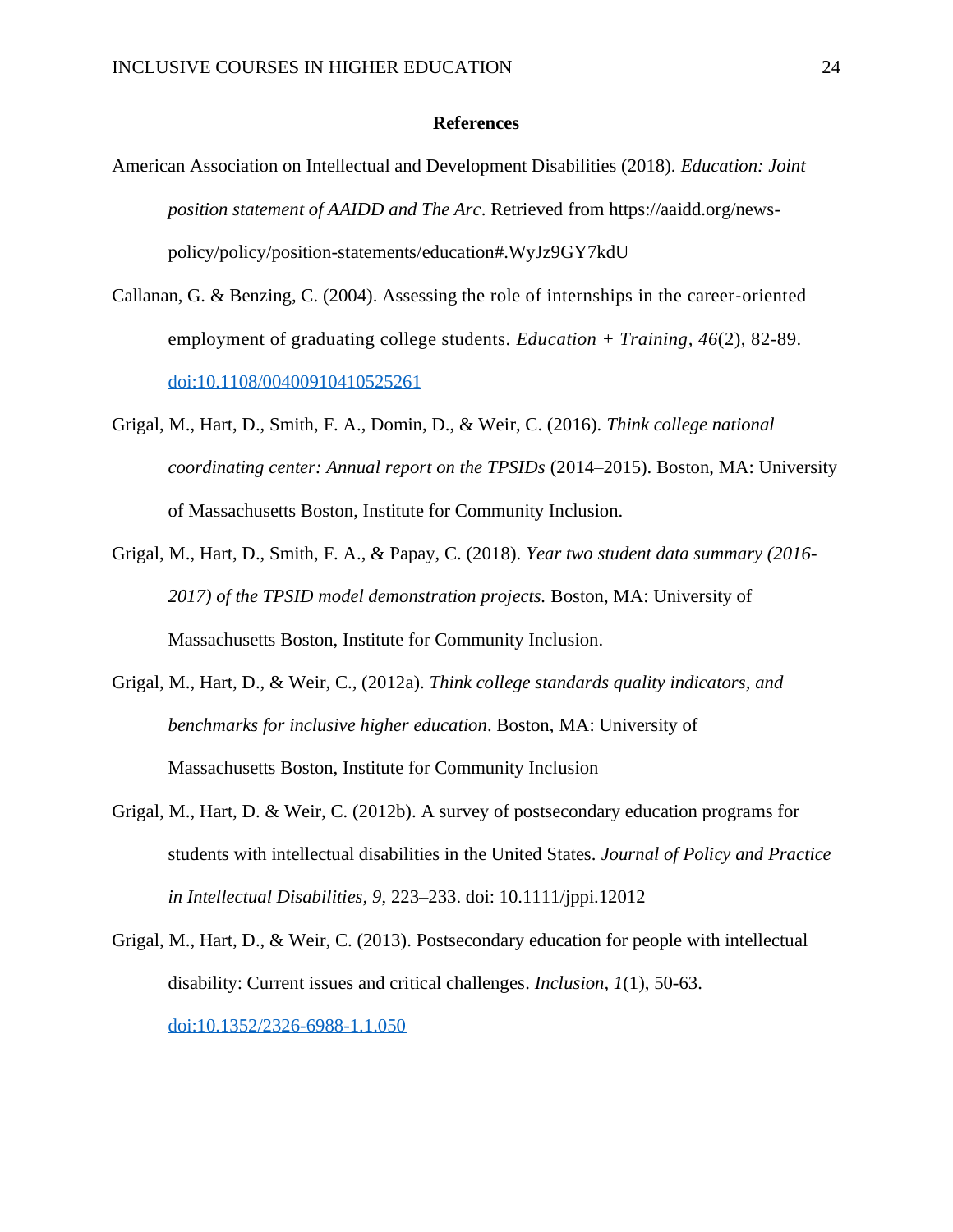## References

American Association on Intellectual and Development Disabilities (2018). *Education: Joint position statement of AAIDD and The Arc*. Retrieved from https://aaidd.org/news-policy/policy/position-statements/education#.WyJz9GY7kdU

Callanan, G. & Benzing, C. (2004). Assessing the role of internships in the career-oriented employment of graduating college students. *Education + Training*, *46*(2), 82-89. doi:10.1108/00400910410525261

Grigal, M., Hart, D., Smith, F. A., Domin, D., & Weir, C. (2016). *Think college national coordinating center: Annual report on the TPSIDs* (2014–2015). Boston, MA: University of Massachusetts Boston, Institute for Community Inclusion.

Grigal, M., Hart, D., Smith, F. A., & Papay, C. (2018). *Year two student data summary (2016-2017) of the TPSID model demonstration projects.* Boston, MA: University of Massachusetts Boston, Institute for Community Inclusion.

Grigal, M., Hart, D., & Weir, C., (2012a). *Think college standards quality indicators, and benchmarks for inclusive higher education*. Boston, MA: University of Massachusetts Boston, Institute for Community Inclusion

Grigal, M., Hart, D. & Weir, C. (2012b). A survey of postsecondary education programs for students with intellectual disabilities in the United States. *Journal of Policy and Practice in Intellectual Disabilities, 9*, 223–233. doi: 10.1111/jppi.12012

Grigal, M., Hart, D., & Weir, C. (2013). Postsecondary education for people with intellectual disability: Current issues and critical challenges. *Inclusion*, *1*(1), 50-63. doi:10.1352/2326-6988-1.1.050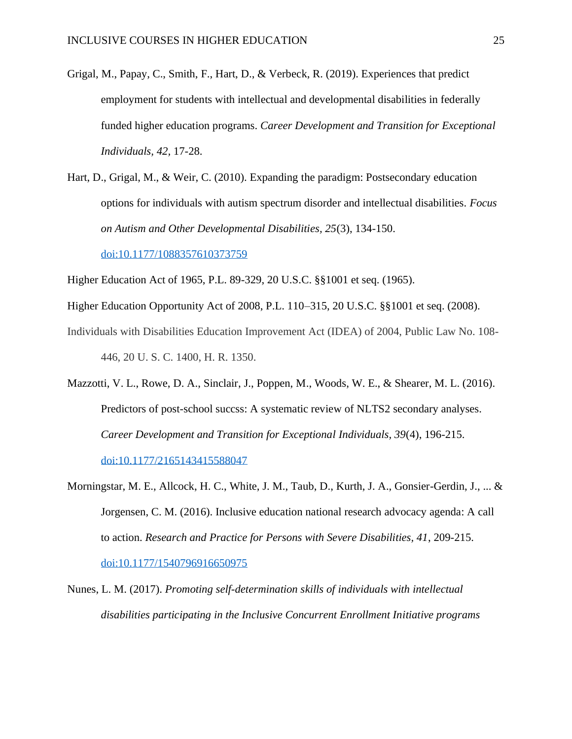Grigal, M., Papay, C., Smith, F., Hart, D., & Verbeck, R. (2019). Experiences that predict employment for students with intellectual and developmental disabilities in federally funded higher education programs. *Career Development and Transition for Exceptional Individuals*, *42*, 17-28.

Hart, D., Grigal, M., & Weir, C. (2010). Expanding the paradigm: Postsecondary education options for individuals with autism spectrum disorder and intellectual disabilities. *Focus on Autism and Other Developmental Disabilities*, *25*(3), 134-150. doi:10.1177/1088357610373759

Higher Education Act of 1965, P.L. 89-329, 20 U.S.C. §§1001 et seq. (1965).

Higher Education Opportunity Act of 2008, P.L. 110–315, 20 U.S.C. §§1001 et seq. (2008).

Individuals with Disabilities Education Improvement Act (IDEA) of 2004, Public Law No. 108-446, 20 U. S. C. 1400, H. R. 1350.

Mazzotti, V. L., Rowe, D. A., Sinclair, J., Poppen, M., Woods, W. E., & Shearer, M. L. (2016). Predictors of post-school succss: A systematic review of NLTS2 secondary analyses. *Career Development and Transition for Exceptional Individuals*, *39*(4), 196-215. doi:10.1177/2165143415588047

Morningstar, M. E., Allcock, H. C., White, J. M., Taub, D., Kurth, J. A., Gonsier-Gerdin, J., ... & Jorgensen, C. M. (2016). Inclusive education national research advocacy agenda: A call to action. *Research and Practice for Persons with Severe Disabilities*, *41*, 209-215. doi:10.1177/1540796916650975

Nunes, L. M. (2017). *Promoting self-determination skills of individuals with intellectual disabilities participating in the Inclusive Concurrent Enrollment Initiative programs*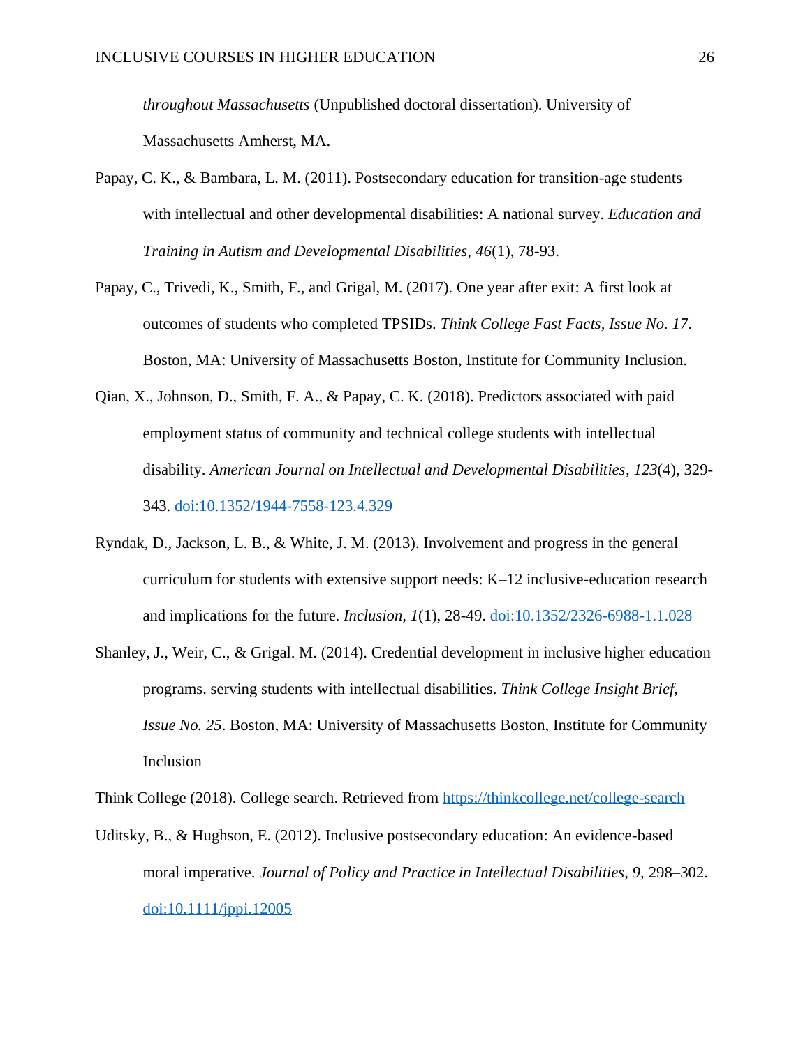*throughout Massachusetts* (Unpublished doctoral dissertation). University of Massachusetts Amherst, MA.

Papay, C. K., & Bambara, L. M. (2011). Postsecondary education for transition-age students with intellectual and other developmental disabilities: A national survey. *Education and Training in Autism and Developmental Disabilities, 46*(1), 78-93.

Papay, C., Trivedi, K., Smith, F., and Grigal, M. (2017). One year after exit: A first look at outcomes of students who completed TPSIDs. *Think College Fast Facts, Issue No. 17*. Boston, MA: University of Massachusetts Boston, Institute for Community Inclusion.

Qian, X., Johnson, D., Smith, F. A., & Papay, C. K. (2018). Predictors associated with paid employment status of community and technical college students with intellectual disability. *American Journal on Intellectual and Developmental Disabilities, 123*(4), 329-343. doi:10.1352/1944-7558-123.4.329

Ryndak, D., Jackson, L. B., & White, J. M. (2013). Involvement and progress in the general curriculum for students with extensive support needs: K–12 inclusive-education research and implications for the future. *Inclusion, 1*(1), 28-49. doi:10.1352/2326-6988-1.1.028

Shanley, J., Weir, C., & Grigal. M. (2014). Credential development in inclusive higher education programs. serving students with intellectual disabilities. *Think College Insight Brief, Issue No. 25*. Boston, MA: University of Massachusetts Boston, Institute for Community Inclusion

Think College (2018). College search. Retrieved from https://thinkcollege.net/college-search

Uditsky, B., & Hughson, E. (2012). Inclusive postsecondary education: An evidence-based moral imperative. *Journal of Policy and Practice in Intellectual Disabilities, 9,* 298–302. doi:10.1111/jppi.12005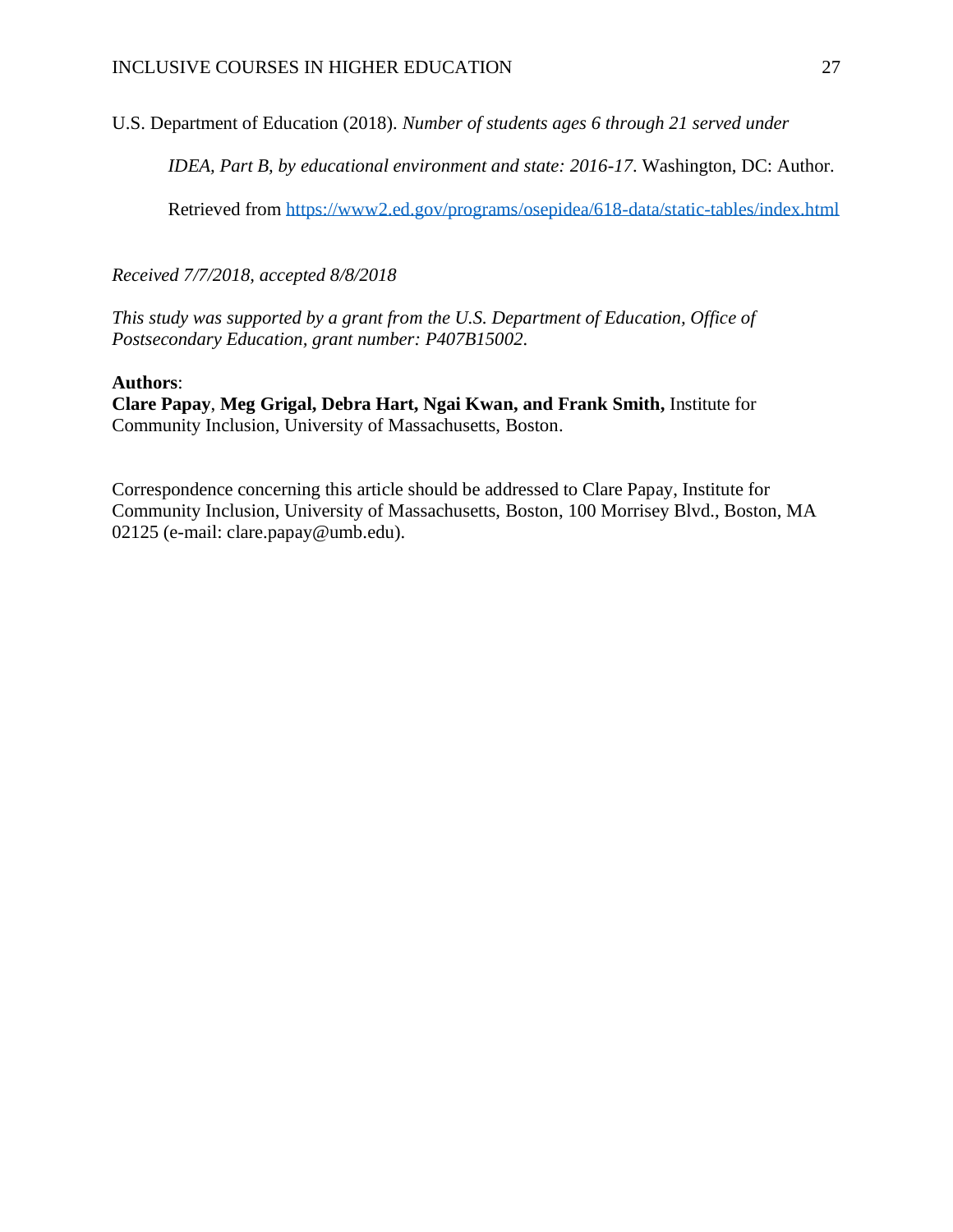U.S. Department of Education (2018). *Number of students ages 6 through 21 served under IDEA, Part B, by educational environment and state: 2016-17*. Washington, DC: Author. Retrieved from https://www2.ed.gov/programs/osepidea/618-data/static-tables/index.html

*Received 7/7/2018, accepted 8/8/2018*

*This study was supported by a grant from the U.S. Department of Education, Office of Postsecondary Education, grant number: P407B15002.*

**Authors**:
**Clare Papay**, **Meg Grigal, Debra Hart, Ngai Kwan, and Frank Smith,** Institute for Community Inclusion, University of Massachusetts, Boston.

Correspondence concerning this article should be addressed to Clare Papay, Institute for Community Inclusion, University of Massachusetts, Boston, 100 Morrisey Blvd., Boston, MA 02125 (e-mail: clare.papay@umb.edu).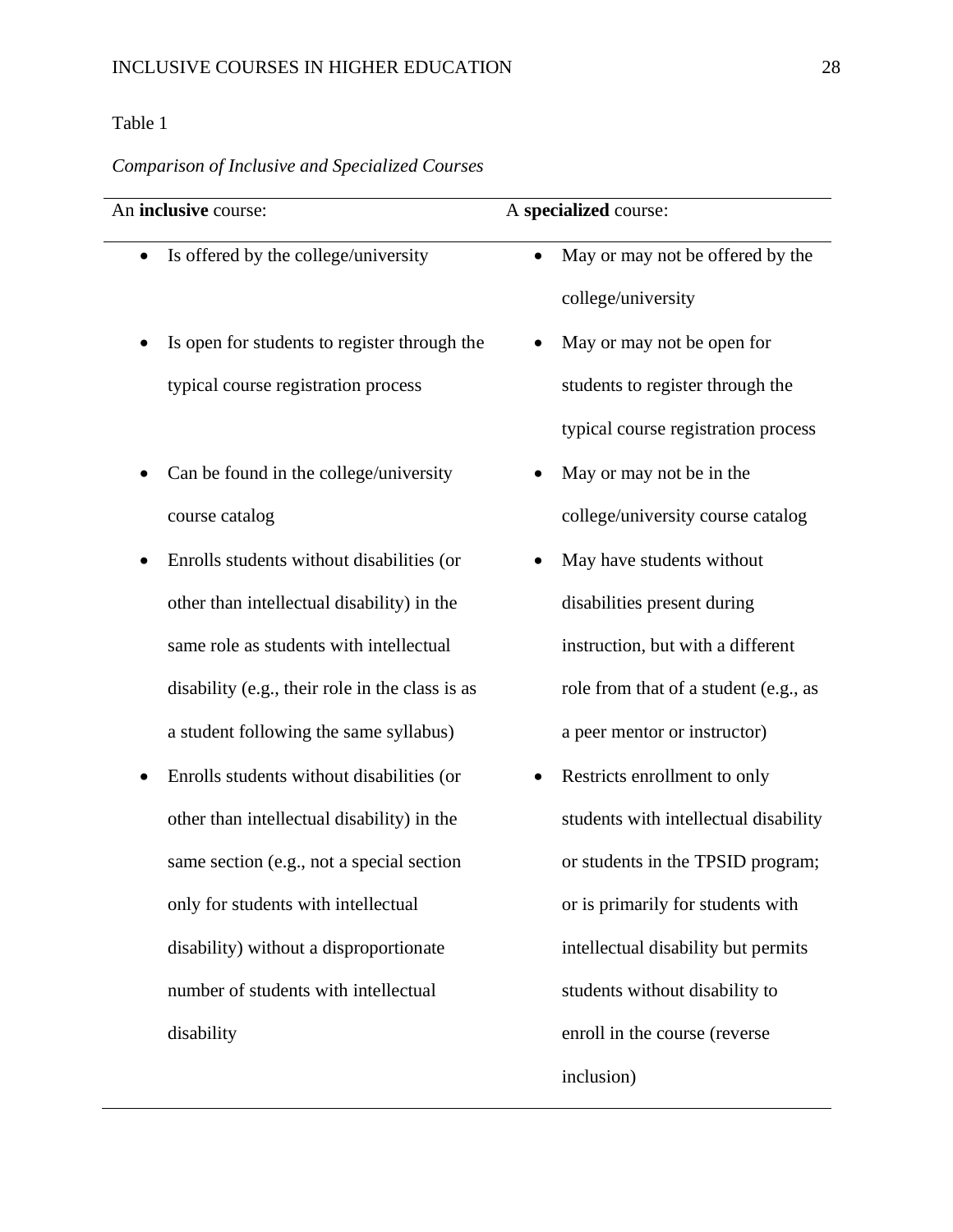Table 1

*Comparison of Inclusive and Specialized Courses*

| An **inclusive** course: | A **specialized** course: |
|---|---|
| • Is offered by the college/university | • May or may not be offered by the college/university |
| • Is open for students to register through the typical course registration process | • May or may not be open for students to register through the typical course registration process |
| • Can be found in the college/university course catalog | • May or may not be in the college/university course catalog |
| • Enrolls students without disabilities (or other than intellectual disability) in the same role as students with intellectual disability (e.g., their role in the class is as a student following the same syllabus) | • May have students without disabilities present during instruction, but with a different role from that of a student (e.g., as a peer mentor or instructor) |
| • Enrolls students without disabilities (or other than intellectual disability) in the same section (e.g., not a special section only for students with intellectual disability) without a disproportionate number of students with intellectual disability | • Restricts enrollment to only students with intellectual disability or students in the TPSID program; or is primarily for students with intellectual disability but permits students without disability to enroll in the course (reverse inclusion) |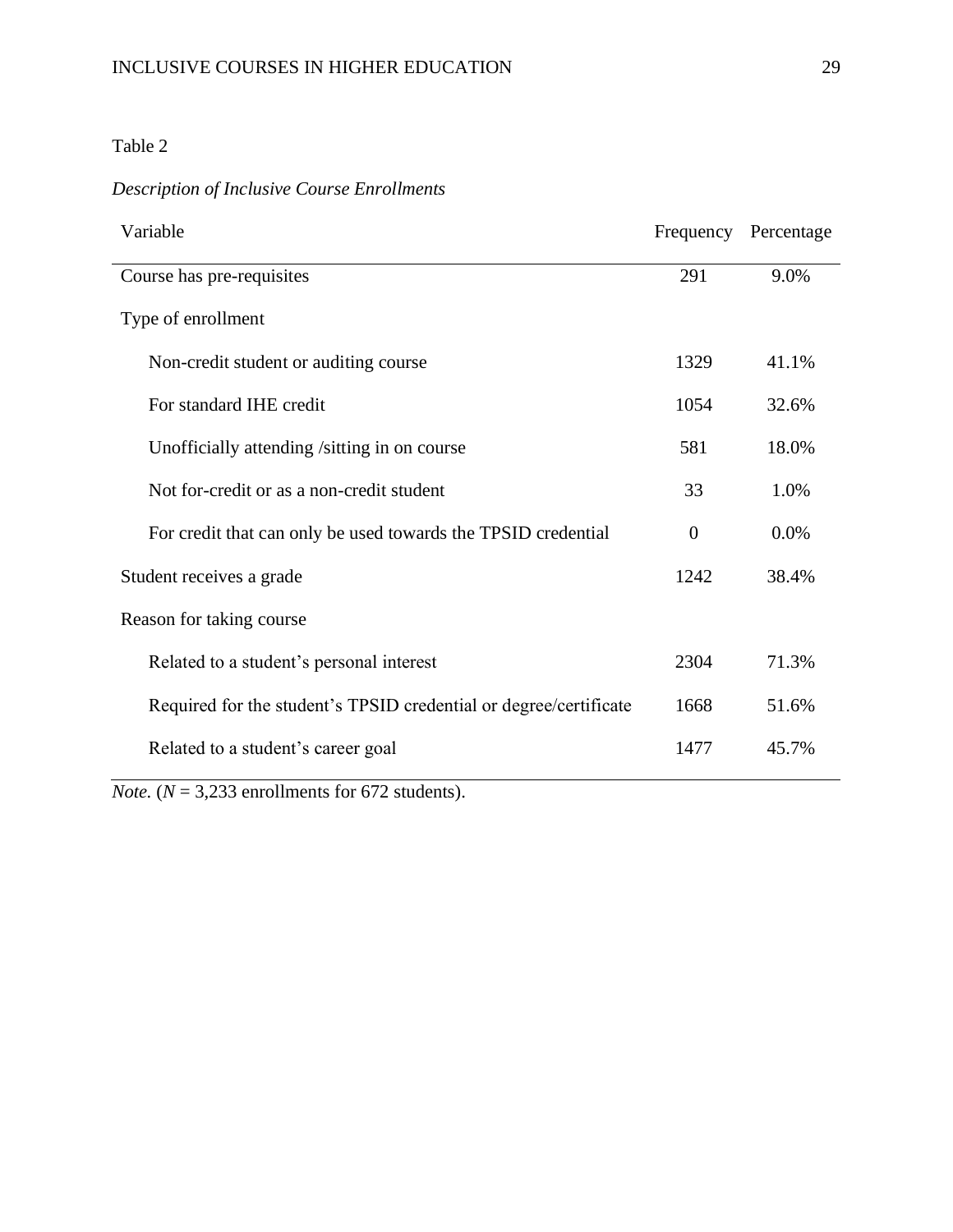Table 2

*Description of Inclusive Course Enrollments*

| Variable | Frequency | Percentage |
|---|---|---|
| Course has pre-requisites | 291 | 9.0% |
| Type of enrollment | | |
| Non-credit student or auditing course | 1329 | 41.1% |
| For standard IHE credit | 1054 | 32.6% |
| Unofficially attending /sitting in on course | 581 | 18.0% |
| Not for-credit or as a non-credit student | 33 | 1.0% |
| For credit that can only be used towards the TPSID credential | 0 | 0.0% |
| Student receives a grade | 1242 | 38.4% |
| Reason for taking course | | |
| Related to a student's personal interest | 2304 | 71.3% |
| Required for the student's TPSID credential or degree/certificate | 1668 | 51.6% |
| Related to a student's career goal | 1477 | 45.7% |

*Note.* (*N* = 3,233 enrollments for 672 students).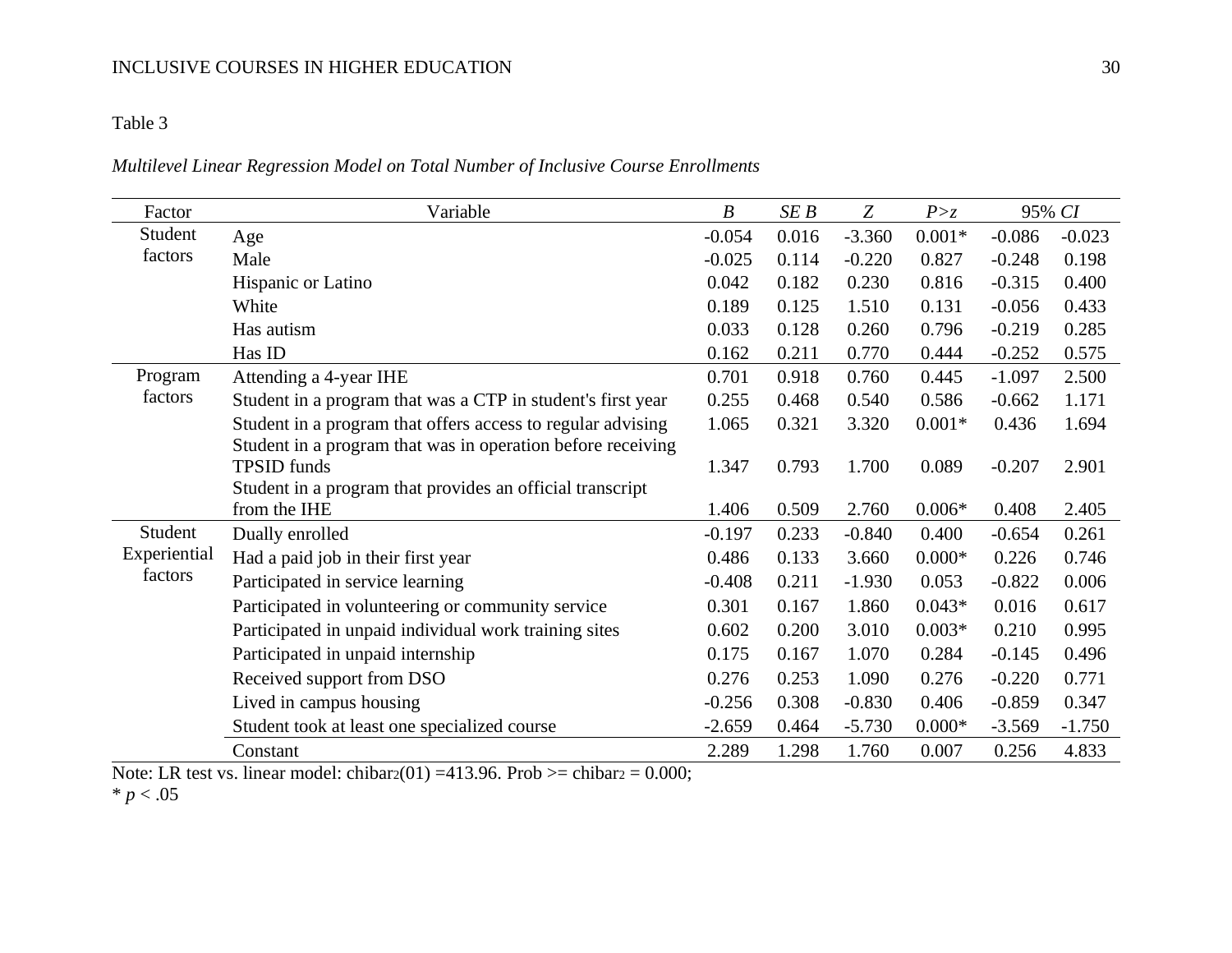Table 3

*Multilevel Linear Regression Model on Total Number of Inclusive Course Enrollments*

| Factor | Variable | *B* | *SE B* | *Z* | *P>z* | 95% *CI* | |
|---|---|---|---|---|---|---|---|
| Student factors | Age | -0.054 | 0.016 | -3.360 | 0.001* | -0.086 | -0.023 |
| | Male | -0.025 | 0.114 | -0.220 | 0.827 | -0.248 | 0.198 |
| | Hispanic or Latino | 0.042 | 0.182 | 0.230 | 0.816 | -0.315 | 0.400 |
| | White | 0.189 | 0.125 | 1.510 | 0.131 | -0.056 | 0.433 |
| | Has autism | 0.033 | 0.128 | 0.260 | 0.796 | -0.219 | 0.285 |
| | Has ID | 0.162 | 0.211 | 0.770 | 0.444 | -0.252 | 0.575 |
| Program factors | Attending a 4-year IHE | 0.701 | 0.918 | 0.760 | 0.445 | -1.097 | 2.500 |
| | Student in a program that was a CTP in student's first year | 0.255 | 0.468 | 0.540 | 0.586 | -0.662 | 1.171 |
| | Student in a program that offers access to regular advising | 1.065 | 0.321 | 3.320 | 0.001* | 0.436 | 1.694 |
| | Student in a program that was in operation before receiving TPSID funds | 1.347 | 0.793 | 1.700 | 0.089 | -0.207 | 2.901 |
| | Student in a program that provides an official transcript from the IHE | 1.406 | 0.509 | 2.760 | 0.006* | 0.408 | 2.405 |
| Student Experiential factors | Dually enrolled | -0.197 | 0.233 | -0.840 | 0.400 | -0.654 | 0.261 |
| | Had a paid job in their first year | 0.486 | 0.133 | 3.660 | 0.000* | 0.226 | 0.746 |
| | Participated in service learning | -0.408 | 0.211 | -1.930 | 0.053 | -0.822 | 0.006 |
| | Participated in volunteering or community service | 0.301 | 0.167 | 1.860 | 0.043* | 0.016 | 0.617 |
| | Participated in unpaid individual work training sites | 0.602 | 0.200 | 3.010 | 0.003* | 0.210 | 0.995 |
| | Participated in unpaid internship | 0.175 | 0.167 | 1.070 | 0.284 | -0.145 | 0.496 |
| | Received support from DSO | 0.276 | 0.253 | 1.090 | 0.276 | -0.220 | 0.771 |
| | Lived in campus housing | -0.256 | 0.308 | -0.830 | 0.406 | -0.859 | 0.347 |
| | Student took at least one specialized course | -2.659 | 0.464 | -5.730 | 0.000* | -3.569 | -1.750 |
| | Constant | 2.289 | 1.298 | 1.760 | 0.007 | 0.256 | 4.833 |

Note: LR test vs. linear model: $chibar_2(01) = 413.96$. Prob >= $chibar_2 = 0.000$;

* $p < .05$